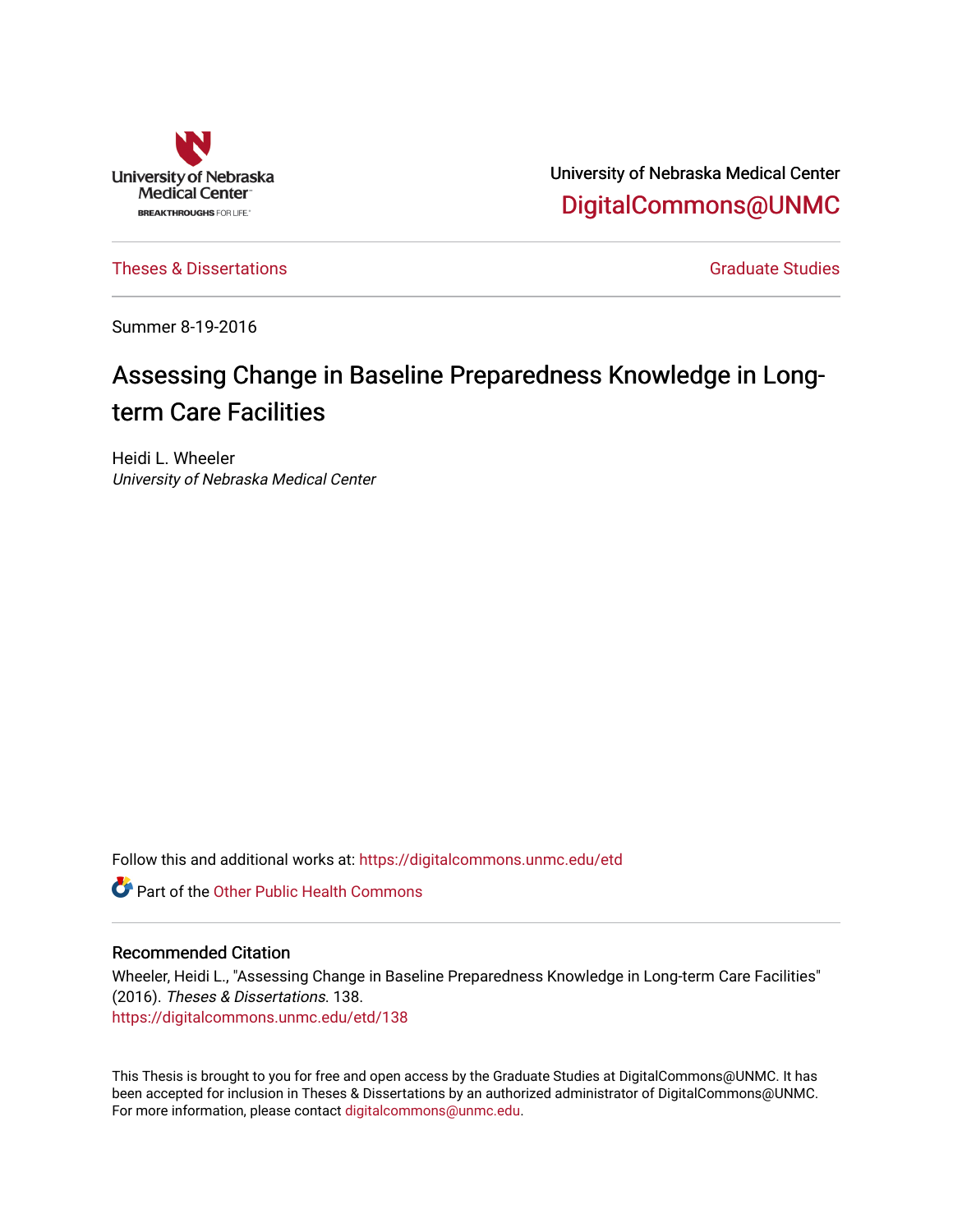University of Nebraska Medical Center

BREAKTHROUGHS FOR LIFE.

University of Nebraska Medical Center
DigitalCommons@UNMC

Theses & Dissertations

Graduate Studies

Summer 8-19-2016

# Assessing Change in Baseline Preparedness Knowledge in Long-term Care Facilities

Heidi L. Wheeler
*University of Nebraska Medical Center*

Follow this and additional works at: https://digitalcommons.unmc.edu/etd

Part of the Other Public Health Commons

## Recommended Citation

Wheeler, Heidi L., "Assessing Change in Baseline Preparedness Knowledge in Long-term Care Facilities" (2016). *Theses & Dissertations*. 138.
https://digitalcommons.unmc.edu/etd/138

This Thesis is brought to you for free and open access by the Graduate Studies at DigitalCommons@UNMC. It has been accepted for inclusion in Theses & Dissertations by an authorized administrator of DigitalCommons@UNMC. For more information, please contact digitalcommons@unmc.edu.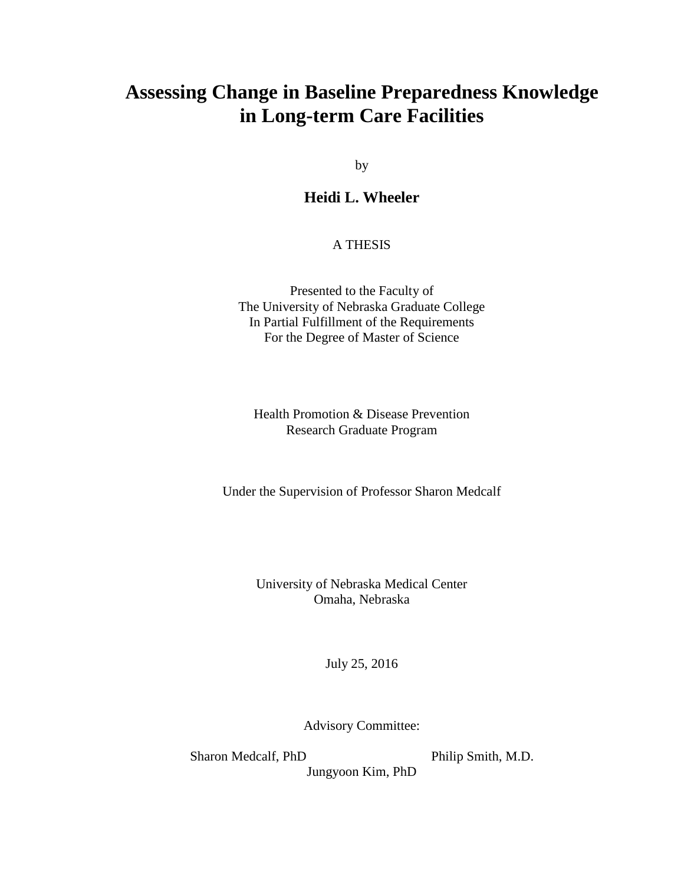# Assessing Change in Baseline Preparedness Knowledge in Long-term Care Facilities

by

**Heidi L. Wheeler**

A THESIS

Presented to the Faculty of
The University of Nebraska Graduate College
In Partial Fulfillment of the Requirements
For the Degree of Master of Science

Health Promotion & Disease Prevention
Research Graduate Program

Under the Supervision of Professor Sharon Medcalf

University of Nebraska Medical Center
Omaha, Nebraska

July 25, 2016

Advisory Committee:

Sharon Medcalf, PhD
Philip Smith, M.D.
Jungyoon Kim, PhD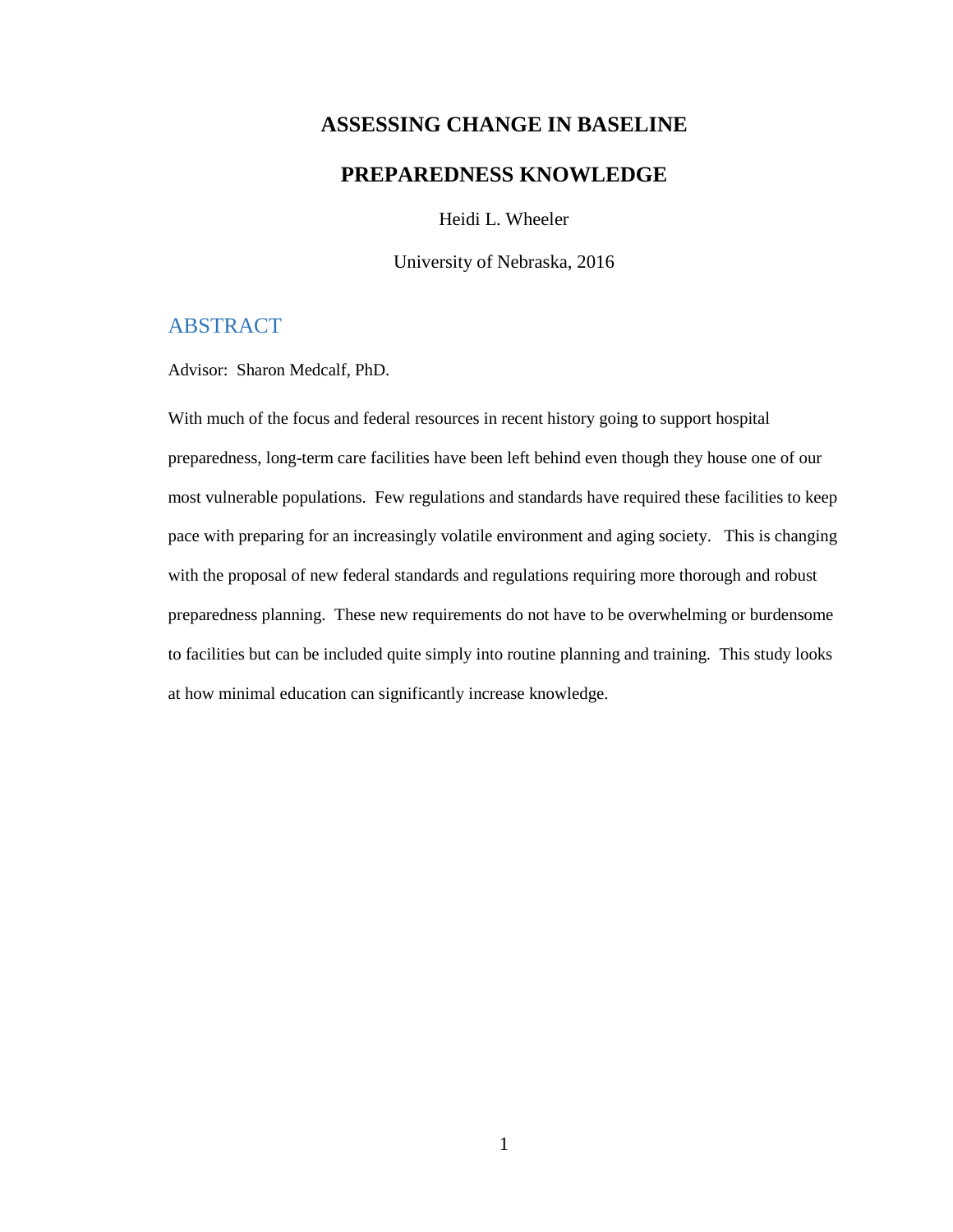# ASSESSING CHANGE IN BASELINE

# PREPAREDNESS KNOWLEDGE

Heidi L. Wheeler

University of Nebraska, 2016

## ABSTRACT

Advisor: Sharon Medcalf, PhD.

With much of the focus and federal resources in recent history going to support hospital preparedness, long-term care facilities have been left behind even though they house one of our most vulnerable populations. Few regulations and standards have required these facilities to keep pace with preparing for an increasingly volatile environment and aging society. This is changing with the proposal of new federal standards and regulations requiring more thorough and robust preparedness planning. These new requirements do not have to be overwhelming or burdensome to facilities but can be included quite simply into routine planning and training. This study looks at how minimal education can significantly increase knowledge.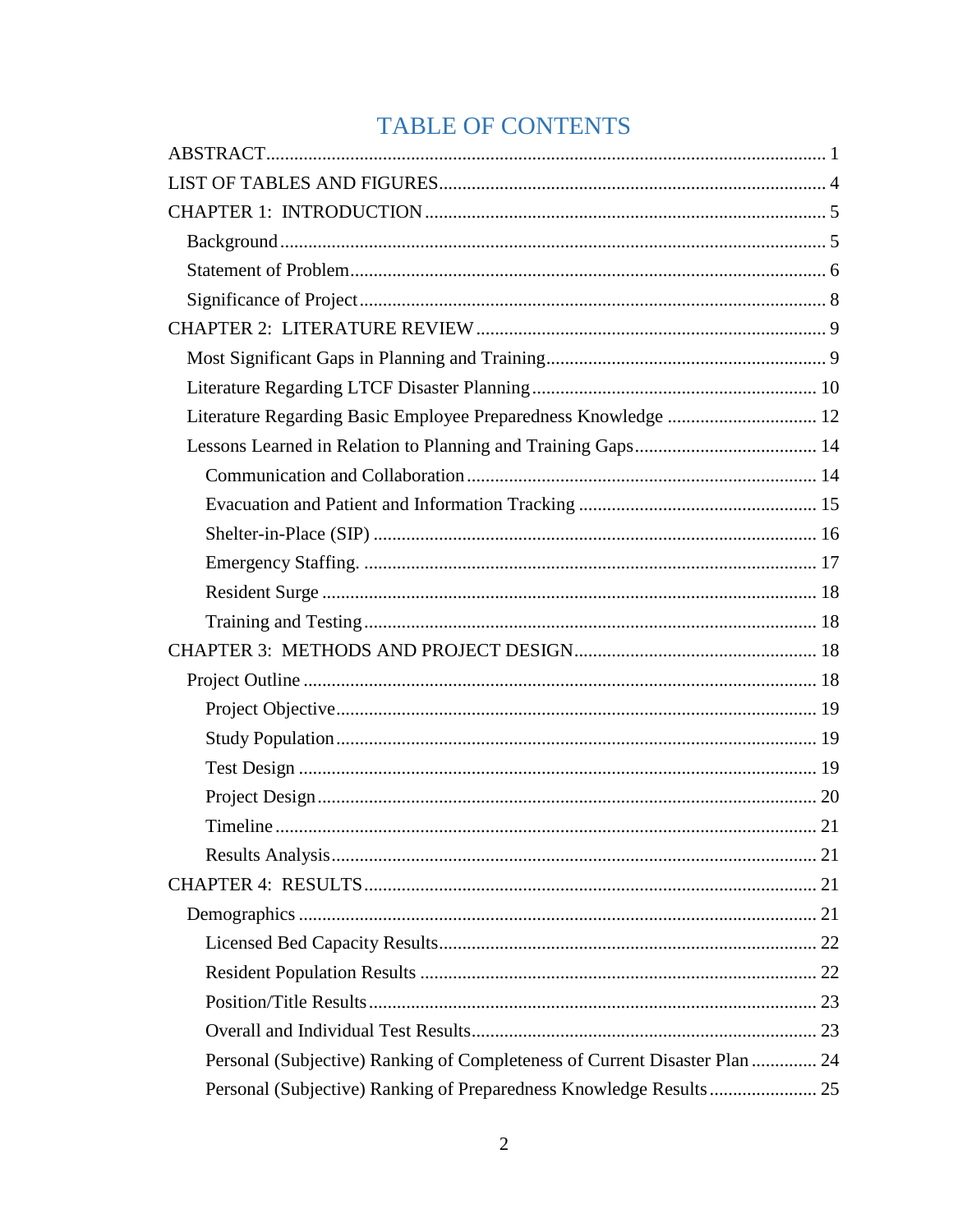# TABLE OF CONTENTS

ABSTRACT ........................................................................................................................ 1

LIST OF TABLES AND FIGURES ................................................................................... 4

CHAPTER 1: INTRODUCTION ...................................................................................... 5

- Background ................................................................................................................... 5
- Statement of Problem ..................................................................................................... 6
- Significance of Project ................................................................................................... 8

CHAPTER 2: LITERATURE REVIEW ............................................................................ 9

- Most Significant Gaps in Planning and Training ........................................................... 9
- Literature Regarding LTCF Disaster Planning ............................................................ 10
- Literature Regarding Basic Employee Preparedness Knowledge ................................ 12
- Lessons Learned in Relation to Planning and Training Gaps ...................................... 14
  - Communication and Collaboration ........................................................................ 14
  - Evacuation and Patient and Information Tracking .................................................. 15
  - Shelter-in-Place (SIP) ............................................................................................ 16
  - Emergency Staffing. ............................................................................................... 17
  - Resident Surge ....................................................................................................... 18
  - Training and Testing .............................................................................................. 18

CHAPTER 3: METHODS AND PROJECT DESIGN .................................................... 18

- Project Outline ............................................................................................................ 18
  - Project Objective .................................................................................................... 19
  - Study Population .................................................................................................... 19
  - Test Design ............................................................................................................ 19
  - Project Design ........................................................................................................ 20
  - Timeline ................................................................................................................. 21
  - Results Analysis ..................................................................................................... 21

CHAPTER 4: RESULTS ................................................................................................ 21

- Demographics ............................................................................................................. 21
  - Licensed Bed Capacity Results .............................................................................. 22
  - Resident Population Results .................................................................................. 22
  - Position/Title Results ............................................................................................. 23
  - Overall and Individual Test Results ....................................................................... 23
  - Personal (Subjective) Ranking of Completeness of Current Disaster Plan ............. 24
  - Personal (Subjective) Ranking of Preparedness Knowledge Results ...................... 25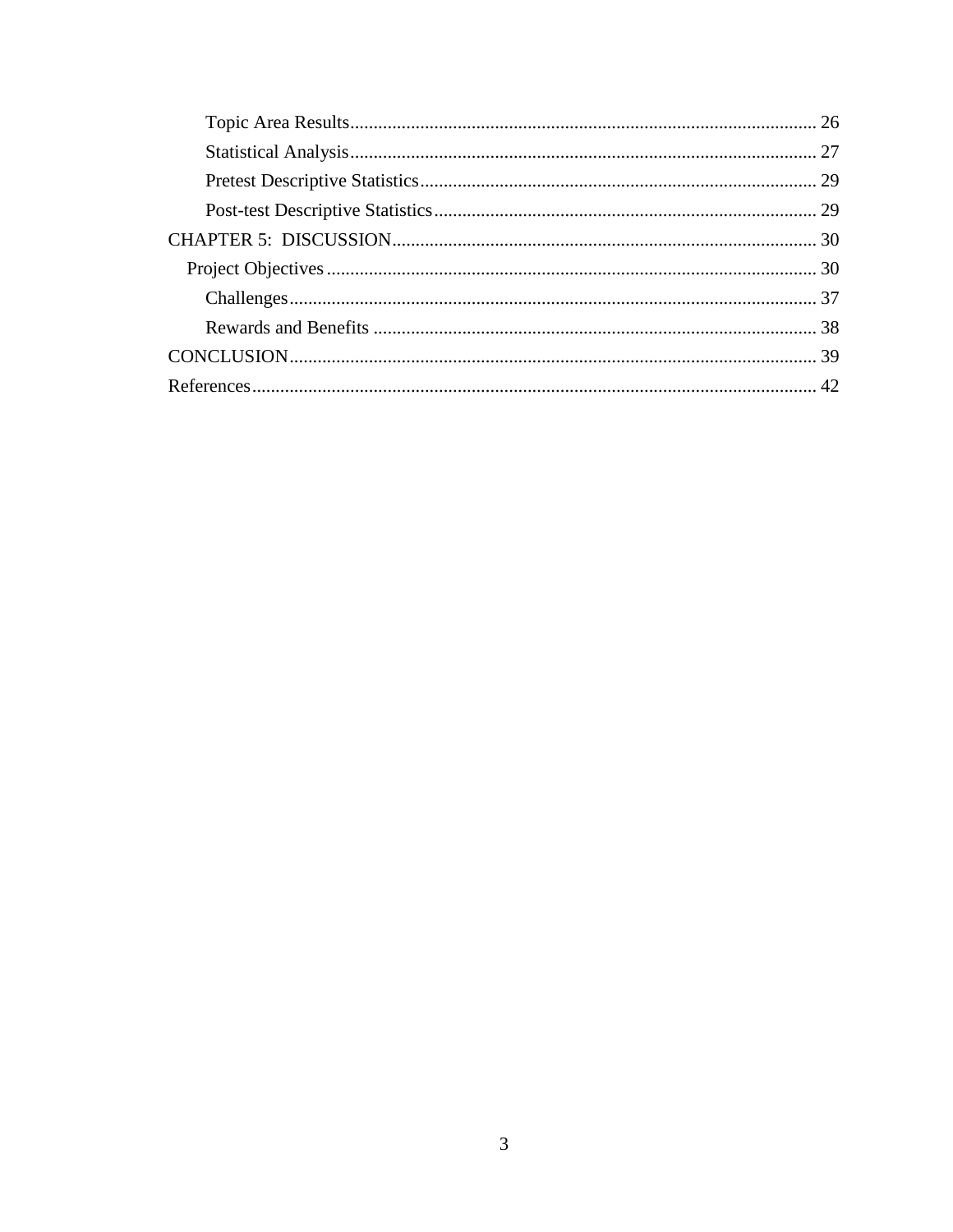Topic Area Results........................................................................................................ 26
Statistical Analysis........................................................................................................ 27
Pretest Descriptive Statistics........................................................................................ 29
Post-test Descriptive Statistics..................................................................................... 29
CHAPTER 5: DISCUSSION.............................................................................................. 30
Project Objectives.............................................................................................................. 30
Challenges...................................................................................................................... 37
Rewards and Benefits .................................................................................................... 38
CONCLUSION..................................................................................................................... 39
References............................................................................................................................ 42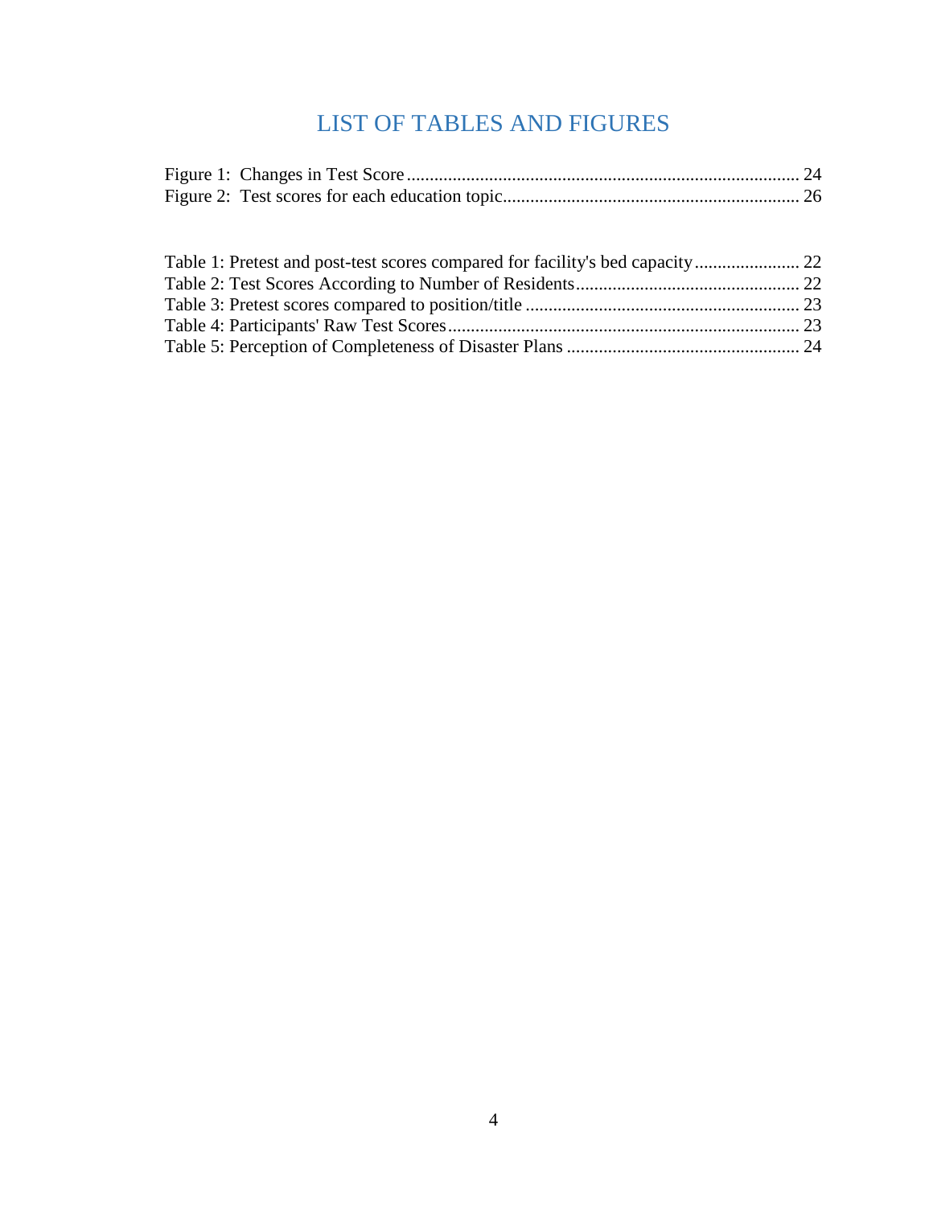# LIST OF TABLES AND FIGURES

Figure 1: Changes in Test Score ..................................................................................... 24
Figure 2: Test scores for each education topic................................................................. 26

Table 1: Pretest and post-test scores compared for facility's bed capacity ....................... 22
Table 2: Test Scores According to Number of Residents................................................. 22
Table 3: Pretest scores compared to position/title ............................................................ 23
Table 4: Participants' Raw Test Scores............................................................................. 23
Table 5: Perception of Completeness of Disaster Plans ................................................... 24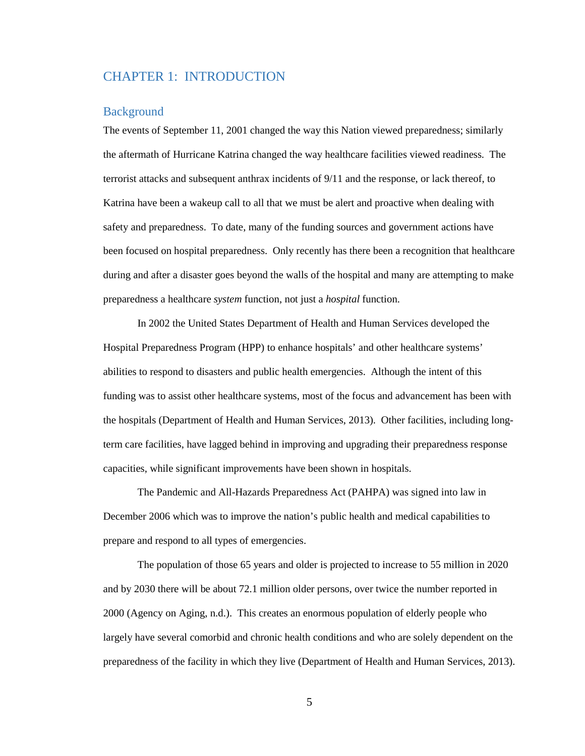# CHAPTER 1: INTRODUCTION

## Background

The events of September 11, 2001 changed the way this Nation viewed preparedness; similarly the aftermath of Hurricane Katrina changed the way healthcare facilities viewed readiness. The terrorist attacks and subsequent anthrax incidents of 9/11 and the response, or lack thereof, to Katrina have been a wakeup call to all that we must be alert and proactive when dealing with safety and preparedness. To date, many of the funding sources and government actions have been focused on hospital preparedness. Only recently has there been a recognition that healthcare during and after a disaster goes beyond the walls of the hospital and many are attempting to make preparedness a healthcare *system* function, not just a *hospital* function.

In 2002 the United States Department of Health and Human Services developed the Hospital Preparedness Program (HPP) to enhance hospitals' and other healthcare systems' abilities to respond to disasters and public health emergencies. Although the intent of this funding was to assist other healthcare systems, most of the focus and advancement has been with the hospitals (Department of Health and Human Services, 2013). Other facilities, including long-term care facilities, have lagged behind in improving and upgrading their preparedness response capacities, while significant improvements have been shown in hospitals.

The Pandemic and All-Hazards Preparedness Act (PAHPA) was signed into law in December 2006 which was to improve the nation's public health and medical capabilities to prepare and respond to all types of emergencies.

The population of those 65 years and older is projected to increase to 55 million in 2020 and by 2030 there will be about 72.1 million older persons, over twice the number reported in 2000 (Agency on Aging, n.d.). This creates an enormous population of elderly people who largely have several comorbid and chronic health conditions and who are solely dependent on the preparedness of the facility in which they live (Department of Health and Human Services, 2013).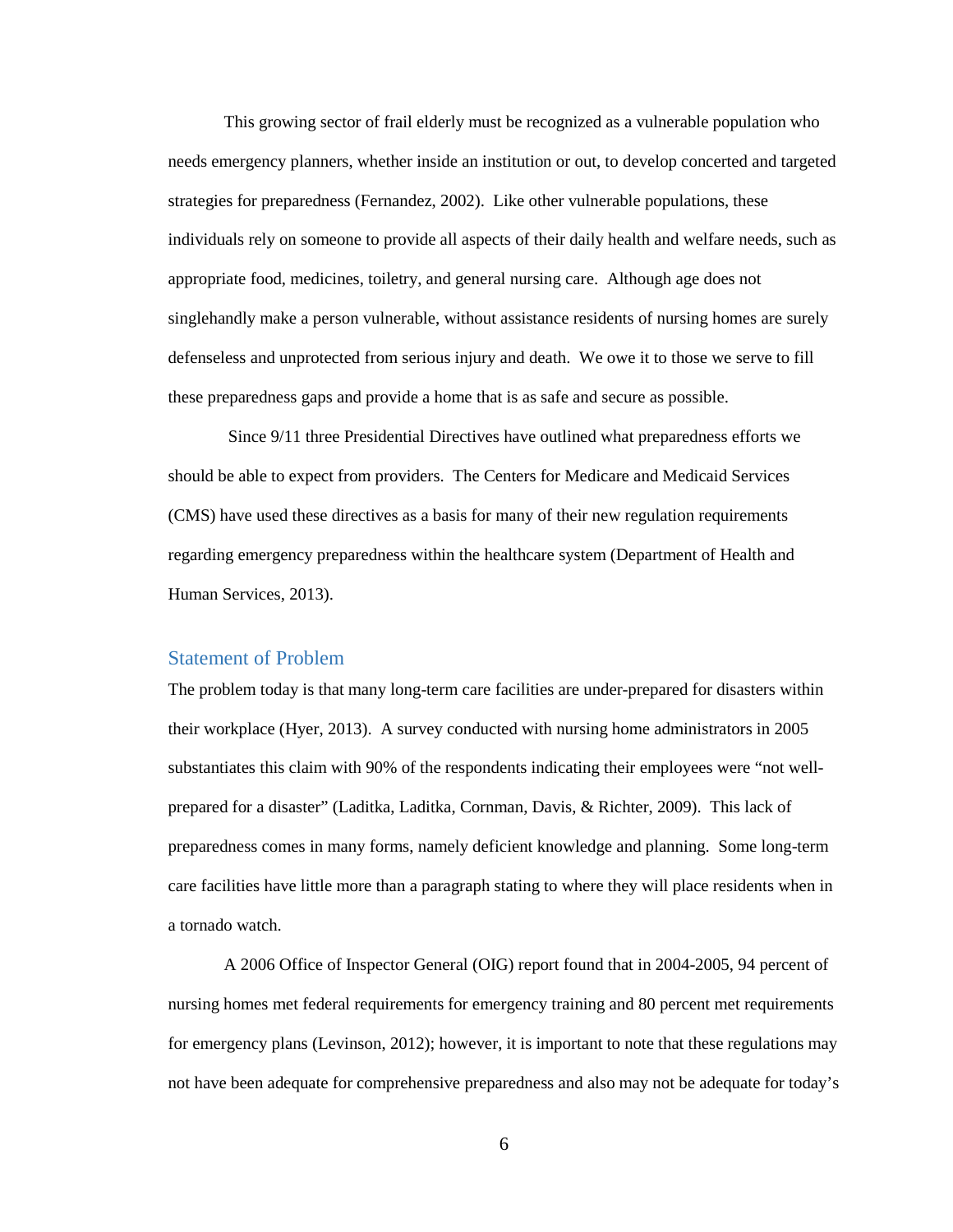This growing sector of frail elderly must be recognized as a vulnerable population who needs emergency planners, whether inside an institution or out, to develop concerted and targeted strategies for preparedness (Fernandez, 2002). Like other vulnerable populations, these individuals rely on someone to provide all aspects of their daily health and welfare needs, such as appropriate food, medicines, toiletry, and general nursing care. Although age does not singlehandedly make a person vulnerable, without assistance residents of nursing homes are surely defenseless and unprotected from serious injury and death. We owe it to those we serve to fill these preparedness gaps and provide a home that is as safe and secure as possible.

Since 9/11 three Presidential Directives have outlined what preparedness efforts we should be able to expect from providers. The Centers for Medicare and Medicaid Services (CMS) have used these directives as a basis for many of their new regulation requirements regarding emergency preparedness within the healthcare system (Department of Health and Human Services, 2013).

## Statement of Problem

The problem today is that many long-term care facilities are under-prepared for disasters within their workplace (Hyer, 2013). A survey conducted with nursing home administrators in 2005 substantiates this claim with 90% of the respondents indicating their employees were "not well-prepared for a disaster" (Laditka, Laditka, Cornman, Davis, & Richter, 2009). This lack of preparedness comes in many forms, namely deficient knowledge and planning. Some long-term care facilities have little more than a paragraph stating to where they will place residents when in a tornado watch.

A 2006 Office of Inspector General (OIG) report found that in 2004-2005, 94 percent of nursing homes met federal requirements for emergency training and 80 percent met requirements for emergency plans (Levinson, 2012); however, it is important to note that these regulations may not have been adequate for comprehensive preparedness and also may not be adequate for today's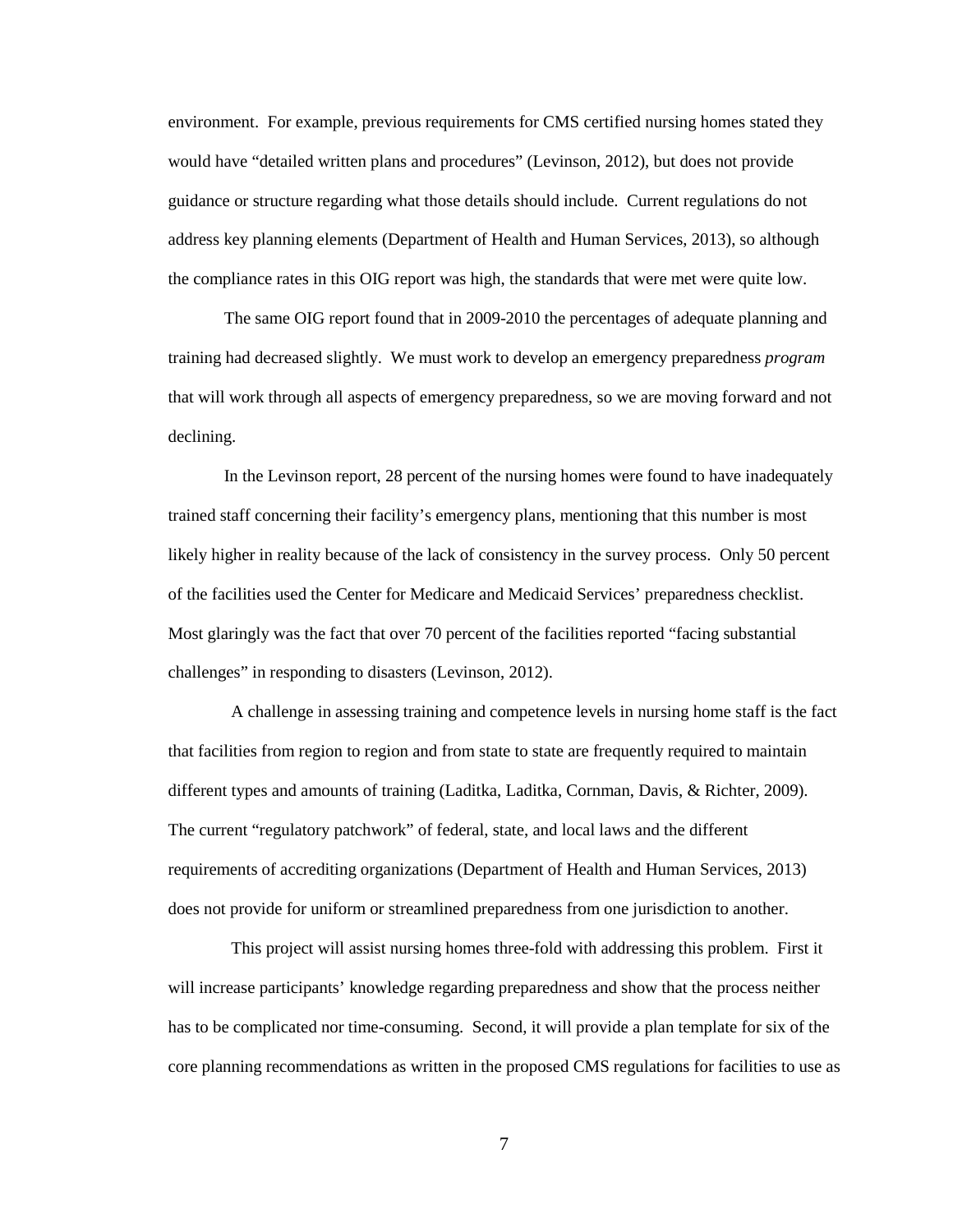environment. For example, previous requirements for CMS certified nursing homes stated they would have “detailed written plans and procedures” (Levinson, 2012), but does not provide guidance or structure regarding what those details should include. Current regulations do not address key planning elements (Department of Health and Human Services, 2013), so although the compliance rates in this OIG report was high, the standards that were met were quite low.

The same OIG report found that in 2009-2010 the percentages of adequate planning and training had decreased slightly. We must work to develop an emergency preparedness *program* that will work through all aspects of emergency preparedness, so we are moving forward and not declining.

In the Levinson report, 28 percent of the nursing homes were found to have inadequately trained staff concerning their facility’s emergency plans, mentioning that this number is most likely higher in reality because of the lack of consistency in the survey process. Only 50 percent of the facilities used the Center for Medicare and Medicaid Services’ preparedness checklist. Most glaringly was the fact that over 70 percent of the facilities reported “facing substantial challenges” in responding to disasters (Levinson, 2012).

A challenge in assessing training and competence levels in nursing home staff is the fact that facilities from region to region and from state to state are frequently required to maintain different types and amounts of training (Laditka, Laditka, Cornman, Davis, & Richter, 2009). The current “regulatory patchwork” of federal, state, and local laws and the different requirements of accrediting organizations (Department of Health and Human Services, 2013) does not provide for uniform or streamlined preparedness from one jurisdiction to another.

This project will assist nursing homes three-fold with addressing this problem. First it will increase participants’ knowledge regarding preparedness and show that the process neither has to be complicated nor time-consuming. Second, it will provide a plan template for six of the core planning recommendations as written in the proposed CMS regulations for facilities to use as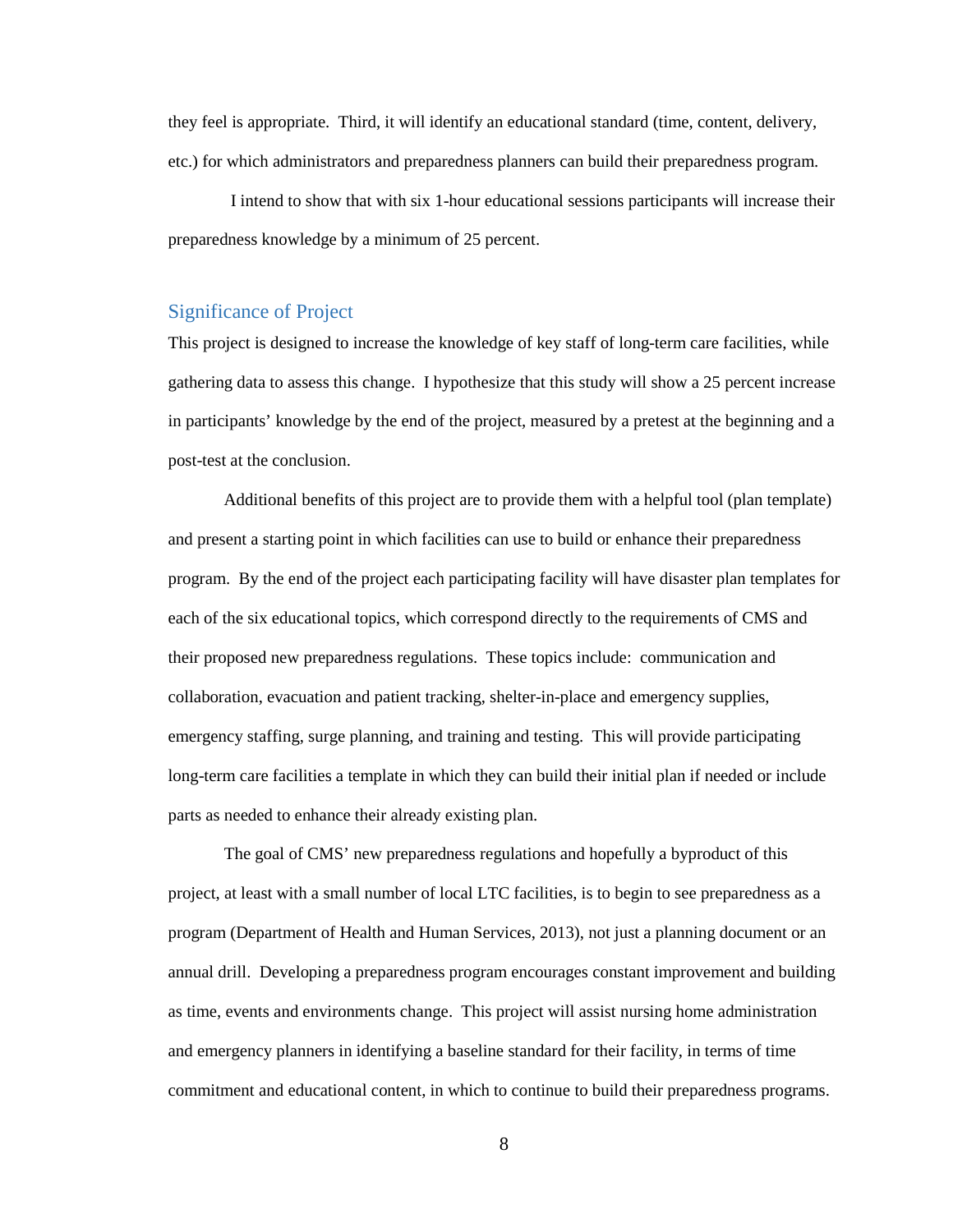they feel is appropriate. Third, it will identify an educational standard (time, content, delivery, etc.) for which administrators and preparedness planners can build their preparedness program.

I intend to show that with six 1-hour educational sessions participants will increase their preparedness knowledge by a minimum of 25 percent.

## Significance of Project

This project is designed to increase the knowledge of key staff of long-term care facilities, while gathering data to assess this change. I hypothesize that this study will show a 25 percent increase in participants' knowledge by the end of the project, measured by a pretest at the beginning and a post-test at the conclusion.

Additional benefits of this project are to provide them with a helpful tool (plan template) and present a starting point in which facilities can use to build or enhance their preparedness program. By the end of the project each participating facility will have disaster plan templates for each of the six educational topics, which correspond directly to the requirements of CMS and their proposed new preparedness regulations. These topics include: communication and collaboration, evacuation and patient tracking, shelter-in-place and emergency supplies, emergency staffing, surge planning, and training and testing. This will provide participating long-term care facilities a template in which they can build their initial plan if needed or include parts as needed to enhance their already existing plan.

The goal of CMS' new preparedness regulations and hopefully a byproduct of this project, at least with a small number of local LTC facilities, is to begin to see preparedness as a program (Department of Health and Human Services, 2013), not just a planning document or an annual drill. Developing a preparedness program encourages constant improvement and building as time, events and environments change. This project will assist nursing home administration and emergency planners in identifying a baseline standard for their facility, in terms of time commitment and educational content, in which to continue to build their preparedness programs.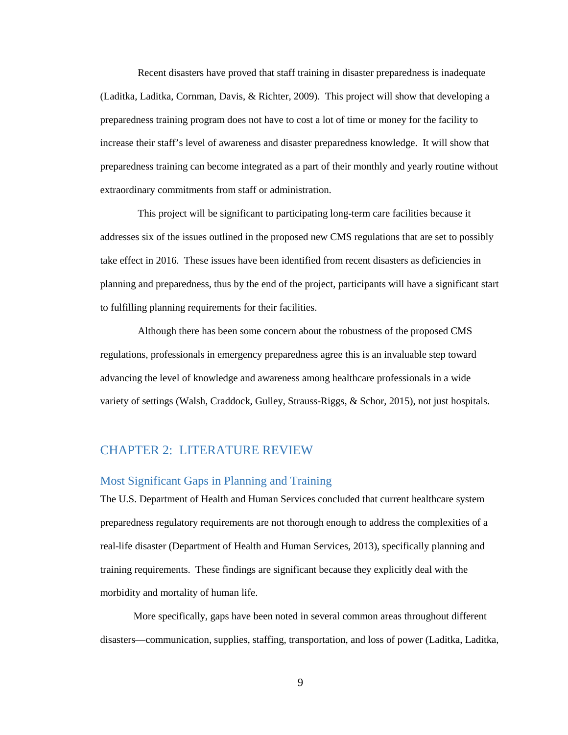Recent disasters have proved that staff training in disaster preparedness is inadequate (Laditka, Laditka, Cornman, Davis, & Richter, 2009). This project will show that developing a preparedness training program does not have to cost a lot of time or money for the facility to increase their staff's level of awareness and disaster preparedness knowledge. It will show that preparedness training can become integrated as a part of their monthly and yearly routine without extraordinary commitments from staff or administration.

This project will be significant to participating long-term care facilities because it addresses six of the issues outlined in the proposed new CMS regulations that are set to possibly take effect in 2016. These issues have been identified from recent disasters as deficiencies in planning and preparedness, thus by the end of the project, participants will have a significant start to fulfilling planning requirements for their facilities.

Although there has been some concern about the robustness of the proposed CMS regulations, professionals in emergency preparedness agree this is an invaluable step toward advancing the level of knowledge and awareness among healthcare professionals in a wide variety of settings (Walsh, Craddock, Gulley, Strauss-Riggs, & Schor, 2015), not just hospitals.

# CHAPTER 2: LITERATURE REVIEW

## Most Significant Gaps in Planning and Training

The U.S. Department of Health and Human Services concluded that current healthcare system preparedness regulatory requirements are not thorough enough to address the complexities of a real-life disaster (Department of Health and Human Services, 2013), specifically planning and training requirements. These findings are significant because they explicitly deal with the morbidity and mortality of human life.

More specifically, gaps have been noted in several common areas throughout different disasters—communication, supplies, staffing, transportation, and loss of power (Laditka, Laditka,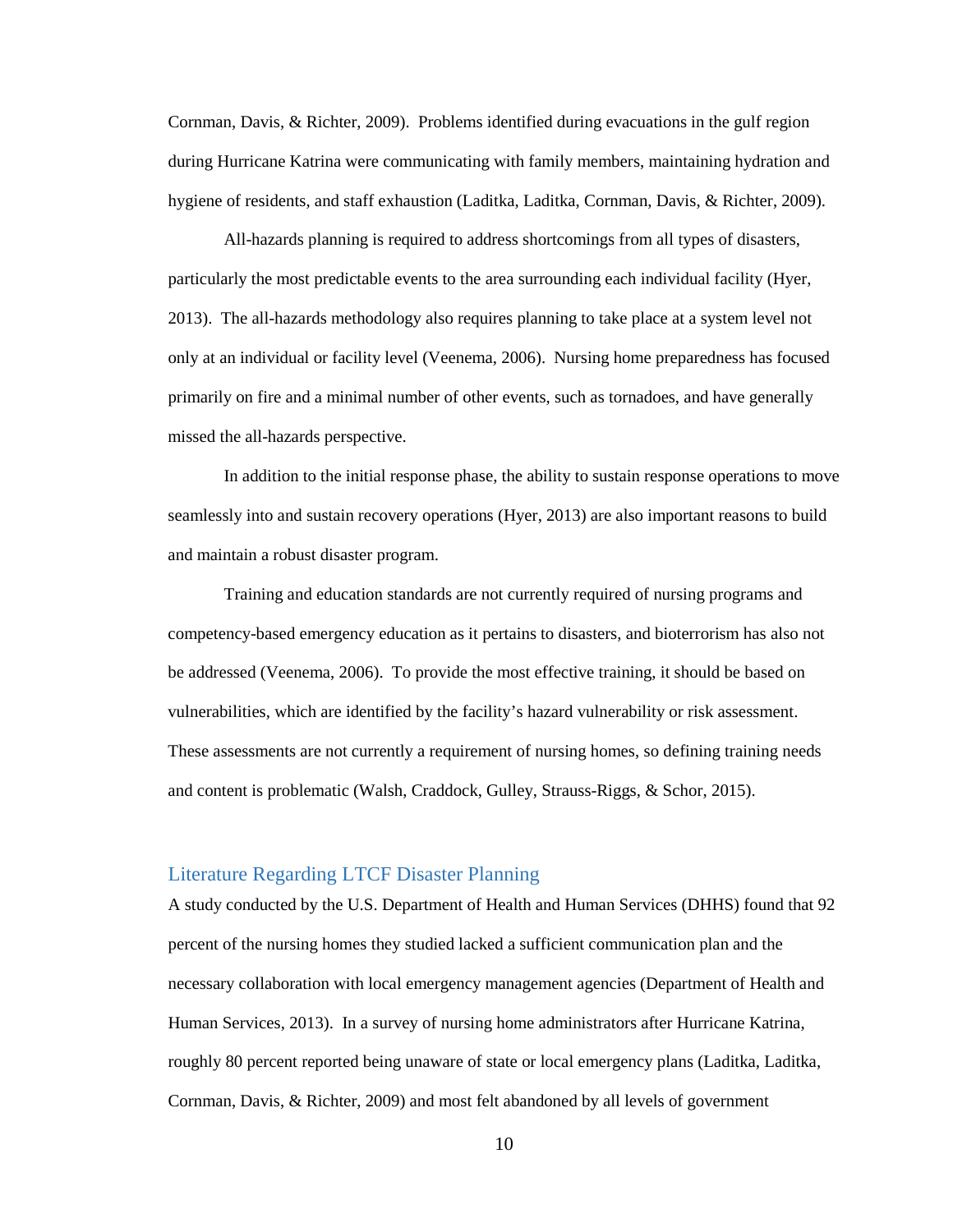Cornman, Davis, & Richter, 2009). Problems identified during evacuations in the gulf region during Hurricane Katrina were communicating with family members, maintaining hydration and hygiene of residents, and staff exhaustion (Laditka, Laditka, Cornman, Davis, & Richter, 2009).

All-hazards planning is required to address shortcomings from all types of disasters, particularly the most predictable events to the area surrounding each individual facility (Hyer, 2013). The all-hazards methodology also requires planning to take place at a system level not only at an individual or facility level (Veenema, 2006). Nursing home preparedness has focused primarily on fire and a minimal number of other events, such as tornadoes, and have generally missed the all-hazards perspective.

In addition to the initial response phase, the ability to sustain response operations to move seamlessly into and sustain recovery operations (Hyer, 2013) are also important reasons to build and maintain a robust disaster program.

Training and education standards are not currently required of nursing programs and competency-based emergency education as it pertains to disasters, and bioterrorism has also not be addressed (Veenema, 2006). To provide the most effective training, it should be based on vulnerabilities, which are identified by the facility's hazard vulnerability or risk assessment. These assessments are not currently a requirement of nursing homes, so defining training needs and content is problematic (Walsh, Craddock, Gulley, Strauss-Riggs, & Schor, 2015).

## Literature Regarding LTCF Disaster Planning

A study conducted by the U.S. Department of Health and Human Services (DHHS) found that 92 percent of the nursing homes they studied lacked a sufficient communication plan and the necessary collaboration with local emergency management agencies (Department of Health and Human Services, 2013). In a survey of nursing home administrators after Hurricane Katrina, roughly 80 percent reported being unaware of state or local emergency plans (Laditka, Laditka, Cornman, Davis, & Richter, 2009) and most felt abandoned by all levels of government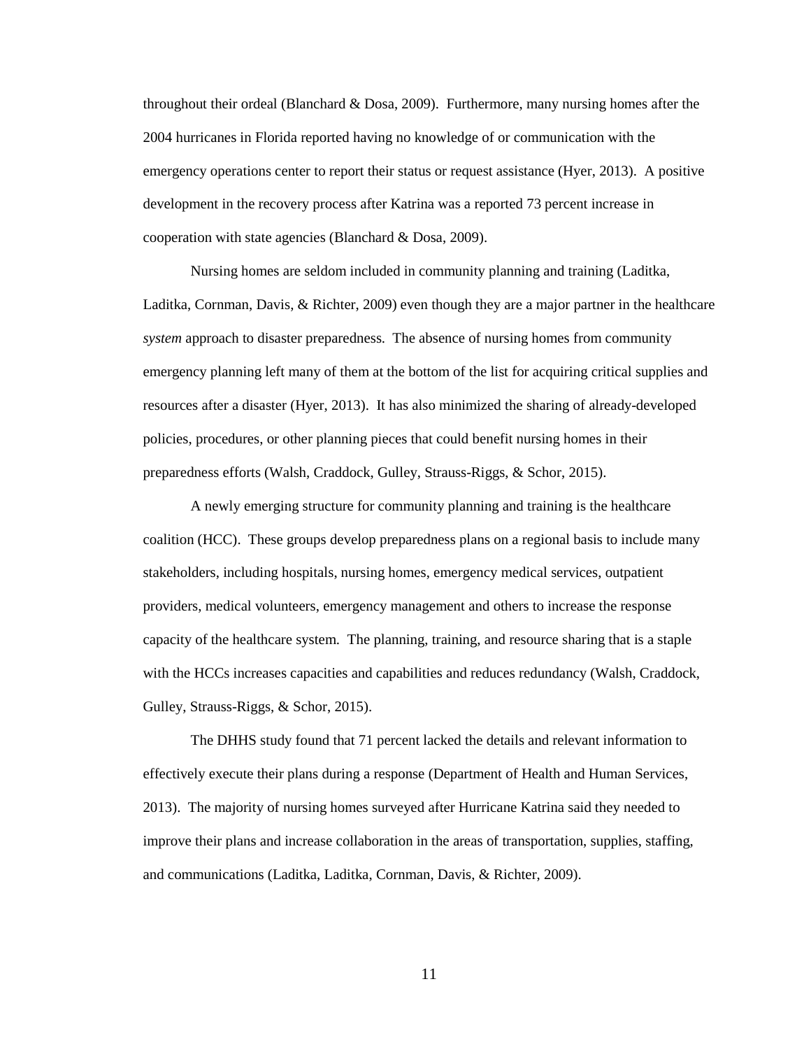throughout their ordeal (Blanchard & Dosa, 2009). Furthermore, many nursing homes after the 2004 hurricanes in Florida reported having no knowledge of or communication with the emergency operations center to report their status or request assistance (Hyer, 2013). A positive development in the recovery process after Katrina was a reported 73 percent increase in cooperation with state agencies (Blanchard & Dosa, 2009).

Nursing homes are seldom included in community planning and training (Laditka, Laditka, Cornman, Davis, & Richter, 2009) even though they are a major partner in the healthcare *system* approach to disaster preparedness. The absence of nursing homes from community emergency planning left many of them at the bottom of the list for acquiring critical supplies and resources after a disaster (Hyer, 2013). It has also minimized the sharing of already-developed policies, procedures, or other planning pieces that could benefit nursing homes in their preparedness efforts (Walsh, Craddock, Gulley, Strauss-Riggs, & Schor, 2015).

A newly emerging structure for community planning and training is the healthcare coalition (HCC). These groups develop preparedness plans on a regional basis to include many stakeholders, including hospitals, nursing homes, emergency medical services, outpatient providers, medical volunteers, emergency management and others to increase the response capacity of the healthcare system. The planning, training, and resource sharing that is a staple with the HCCs increases capacities and capabilities and reduces redundancy (Walsh, Craddock, Gulley, Strauss-Riggs, & Schor, 2015).

The DHHS study found that 71 percent lacked the details and relevant information to effectively execute their plans during a response (Department of Health and Human Services, 2013). The majority of nursing homes surveyed after Hurricane Katrina said they needed to improve their plans and increase collaboration in the areas of transportation, supplies, staffing, and communications (Laditka, Laditka, Cornman, Davis, & Richter, 2009).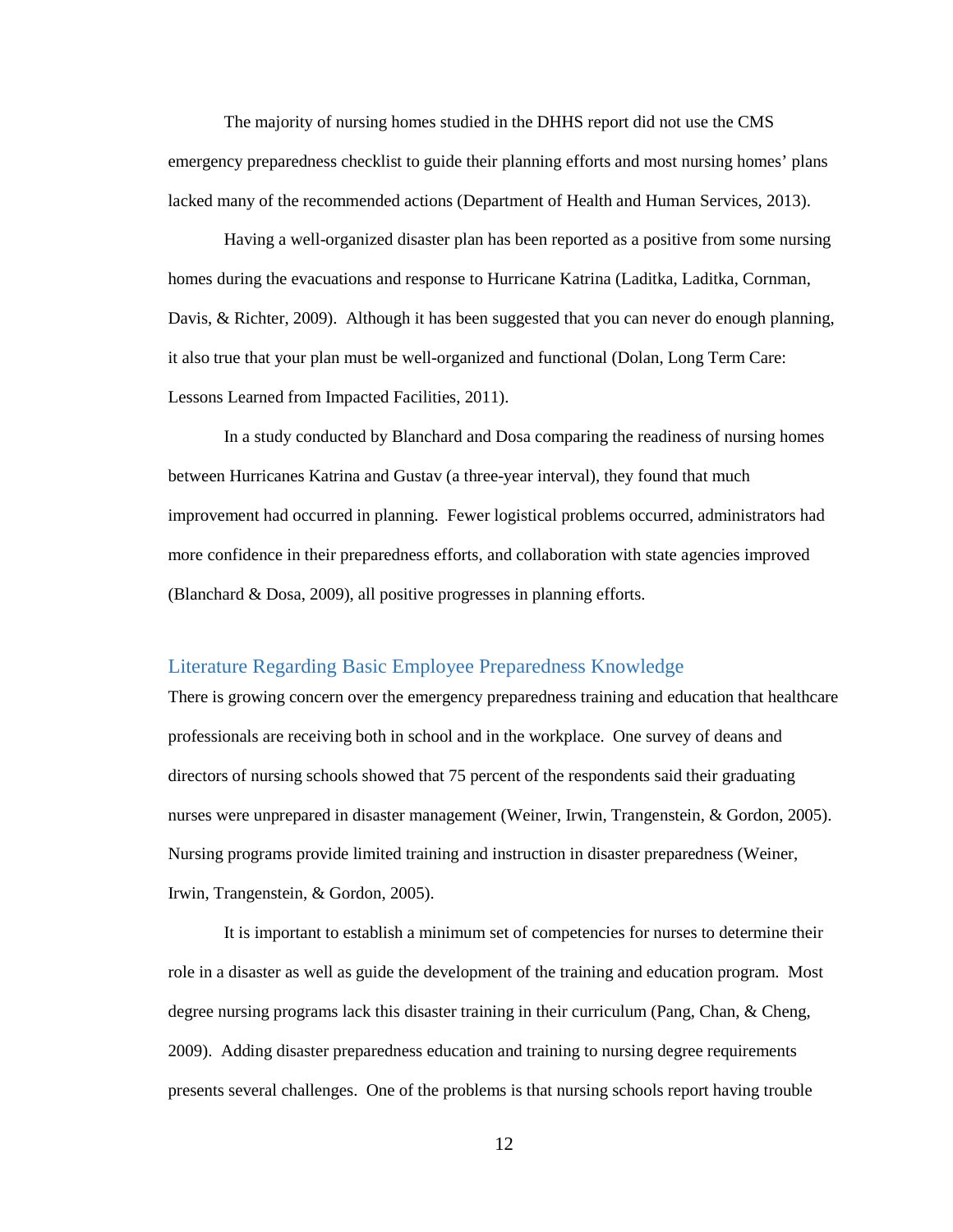The majority of nursing homes studied in the DHHS report did not use the CMS emergency preparedness checklist to guide their planning efforts and most nursing homes' plans lacked many of the recommended actions (Department of Health and Human Services, 2013).

Having a well-organized disaster plan has been reported as a positive from some nursing homes during the evacuations and response to Hurricane Katrina (Laditka, Laditka, Cornman, Davis, & Richter, 2009). Although it has been suggested that you can never do enough planning, it also true that your plan must be well-organized and functional (Dolan, Long Term Care: Lessons Learned from Impacted Facilities, 2011).

In a study conducted by Blanchard and Dosa comparing the readiness of nursing homes between Hurricanes Katrina and Gustav (a three-year interval), they found that much improvement had occurred in planning. Fewer logistical problems occurred, administrators had more confidence in their preparedness efforts, and collaboration with state agencies improved (Blanchard & Dosa, 2009), all positive progresses in planning efforts.

## Literature Regarding Basic Employee Preparedness Knowledge

There is growing concern over the emergency preparedness training and education that healthcare professionals are receiving both in school and in the workplace. One survey of deans and directors of nursing schools showed that 75 percent of the respondents said their graduating nurses were unprepared in disaster management (Weiner, Irwin, Trangenstein, & Gordon, 2005). Nursing programs provide limited training and instruction in disaster preparedness (Weiner, Irwin, Trangenstein, & Gordon, 2005).

It is important to establish a minimum set of competencies for nurses to determine their role in a disaster as well as guide the development of the training and education program. Most degree nursing programs lack this disaster training in their curriculum (Pang, Chan, & Cheng, 2009). Adding disaster preparedness education and training to nursing degree requirements presents several challenges. One of the problems is that nursing schools report having trouble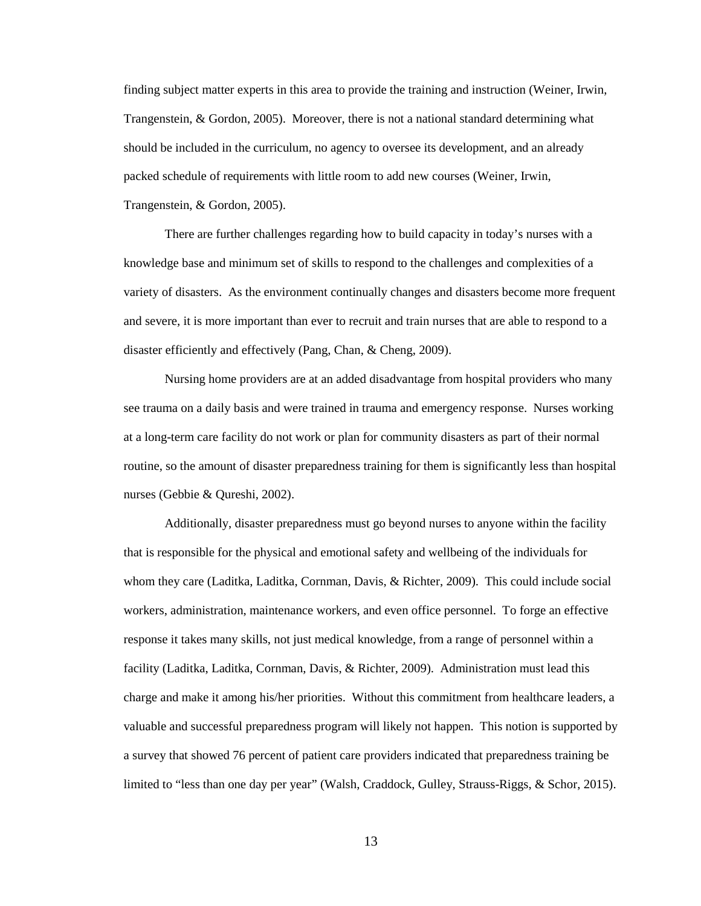finding subject matter experts in this area to provide the training and instruction (Weiner, Irwin, Trangenstein, & Gordon, 2005). Moreover, there is not a national standard determining what should be included in the curriculum, no agency to oversee its development, and an already packed schedule of requirements with little room to add new courses (Weiner, Irwin, Trangenstein, & Gordon, 2005).

There are further challenges regarding how to build capacity in today's nurses with a knowledge base and minimum set of skills to respond to the challenges and complexities of a variety of disasters. As the environment continually changes and disasters become more frequent and severe, it is more important than ever to recruit and train nurses that are able to respond to a disaster efficiently and effectively (Pang, Chan, & Cheng, 2009).

Nursing home providers are at an added disadvantage from hospital providers who many see trauma on a daily basis and were trained in trauma and emergency response. Nurses working at a long-term care facility do not work or plan for community disasters as part of their normal routine, so the amount of disaster preparedness training for them is significantly less than hospital nurses (Gebbie & Qureshi, 2002).

Additionally, disaster preparedness must go beyond nurses to anyone within the facility that is responsible for the physical and emotional safety and wellbeing of the individuals for whom they care (Laditka, Laditka, Cornman, Davis, & Richter, 2009). This could include social workers, administration, maintenance workers, and even office personnel. To forge an effective response it takes many skills, not just medical knowledge, from a range of personnel within a facility (Laditka, Laditka, Cornman, Davis, & Richter, 2009). Administration must lead this charge and make it among his/her priorities. Without this commitment from healthcare leaders, a valuable and successful preparedness program will likely not happen. This notion is supported by a survey that showed 76 percent of patient care providers indicated that preparedness training be limited to "less than one day per year" (Walsh, Craddock, Gulley, Strauss-Riggs, & Schor, 2015).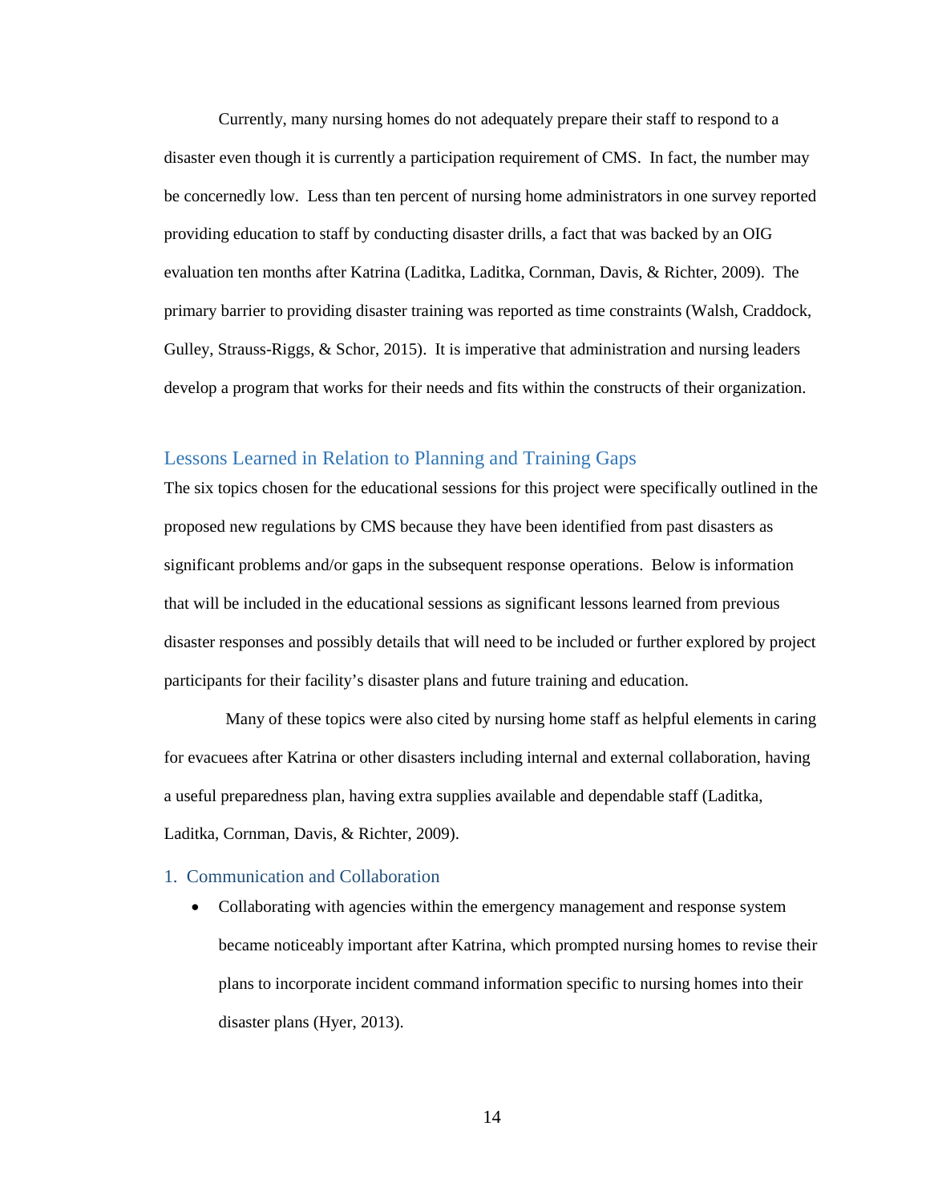Currently, many nursing homes do not adequately prepare their staff to respond to a disaster even though it is currently a participation requirement of CMS. In fact, the number may be concernedly low. Less than ten percent of nursing home administrators in one survey reported providing education to staff by conducting disaster drills, a fact that was backed by an OIG evaluation ten months after Katrina (Laditka, Laditka, Cornman, Davis, & Richter, 2009). The primary barrier to providing disaster training was reported as time constraints (Walsh, Craddock, Gulley, Strauss-Riggs, & Schor, 2015). It is imperative that administration and nursing leaders develop a program that works for their needs and fits within the constructs of their organization.

## Lessons Learned in Relation to Planning and Training Gaps

The six topics chosen for the educational sessions for this project were specifically outlined in the proposed new regulations by CMS because they have been identified from past disasters as significant problems and/or gaps in the subsequent response operations. Below is information that will be included in the educational sessions as significant lessons learned from previous disaster responses and possibly details that will need to be included or further explored by project participants for their facility's disaster plans and future training and education.

Many of these topics were also cited by nursing home staff as helpful elements in caring for evacuees after Katrina or other disasters including internal and external collaboration, having a useful preparedness plan, having extra supplies available and dependable staff (Laditka, Laditka, Cornman, Davis, & Richter, 2009).

### 1. Communication and Collaboration

- Collaborating with agencies within the emergency management and response system became noticeably important after Katrina, which prompted nursing homes to revise their plans to incorporate incident command information specific to nursing homes into their disaster plans (Hyer, 2013).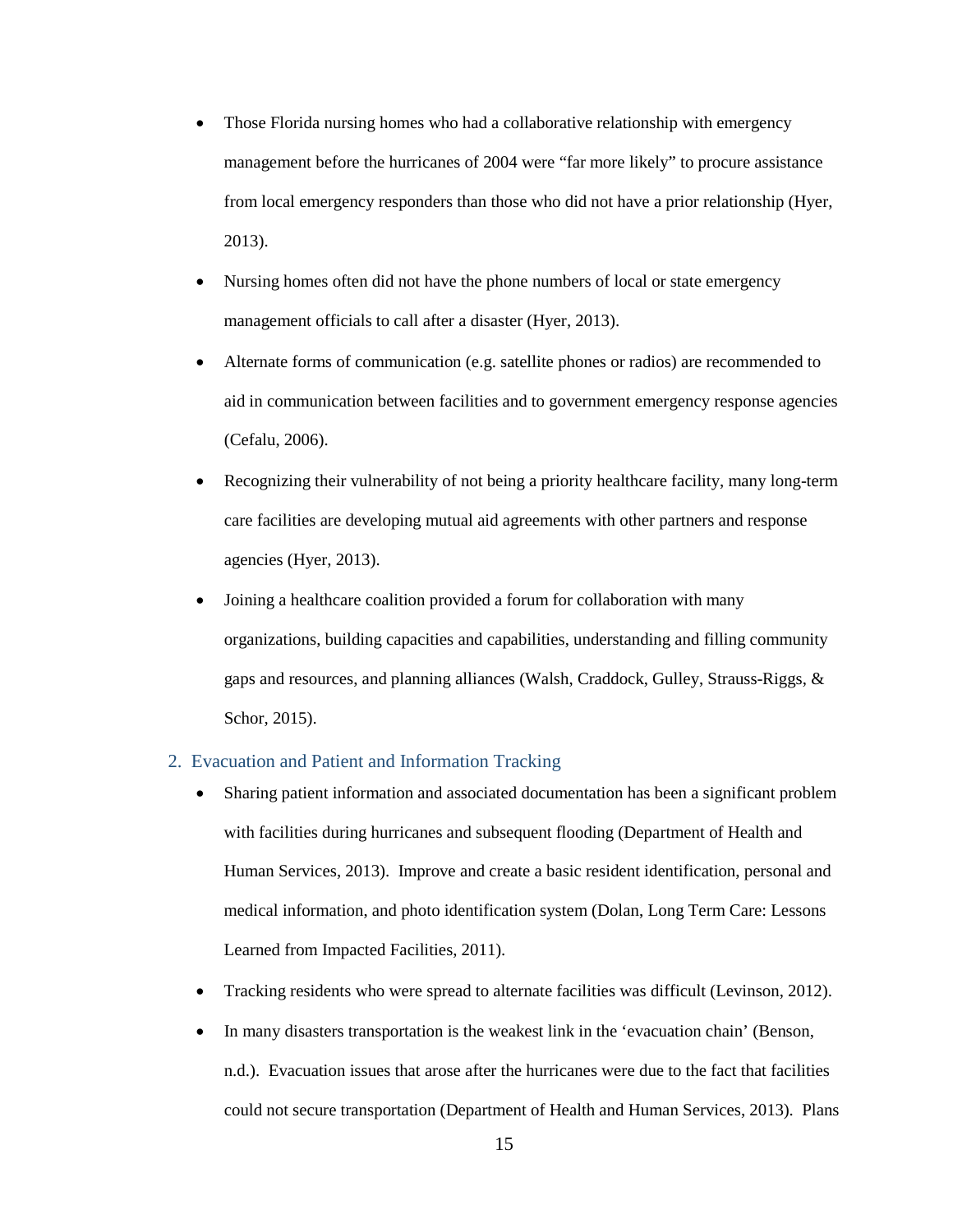- Those Florida nursing homes who had a collaborative relationship with emergency management before the hurricanes of 2004 were "far more likely" to procure assistance from local emergency responders than those who did not have a prior relationship (Hyer, 2013).
- Nursing homes often did not have the phone numbers of local or state emergency management officials to call after a disaster (Hyer, 2013).
- Alternate forms of communication (e.g. satellite phones or radios) are recommended to aid in communication between facilities and to government emergency response agencies (Cefalu, 2006).
- Recognizing their vulnerability of not being a priority healthcare facility, many long-term care facilities are developing mutual aid agreements with other partners and response agencies (Hyer, 2013).
- Joining a healthcare coalition provided a forum for collaboration with many organizations, building capacities and capabilities, understanding and filling community gaps and resources, and planning alliances (Walsh, Craddock, Gulley, Strauss-Riggs, & Schor, 2015).

### 2. Evacuation and Patient and Information Tracking

- Sharing patient information and associated documentation has been a significant problem with facilities during hurricanes and subsequent flooding (Department of Health and Human Services, 2013). Improve and create a basic resident identification, personal and medical information, and photo identification system (Dolan, Long Term Care: Lessons Learned from Impacted Facilities, 2011).
- Tracking residents who were spread to alternate facilities was difficult (Levinson, 2012).
- In many disasters transportation is the weakest link in the 'evacuation chain' (Benson, n.d.). Evacuation issues that arose after the hurricanes were due to the fact that facilities could not secure transportation (Department of Health and Human Services, 2013). Plans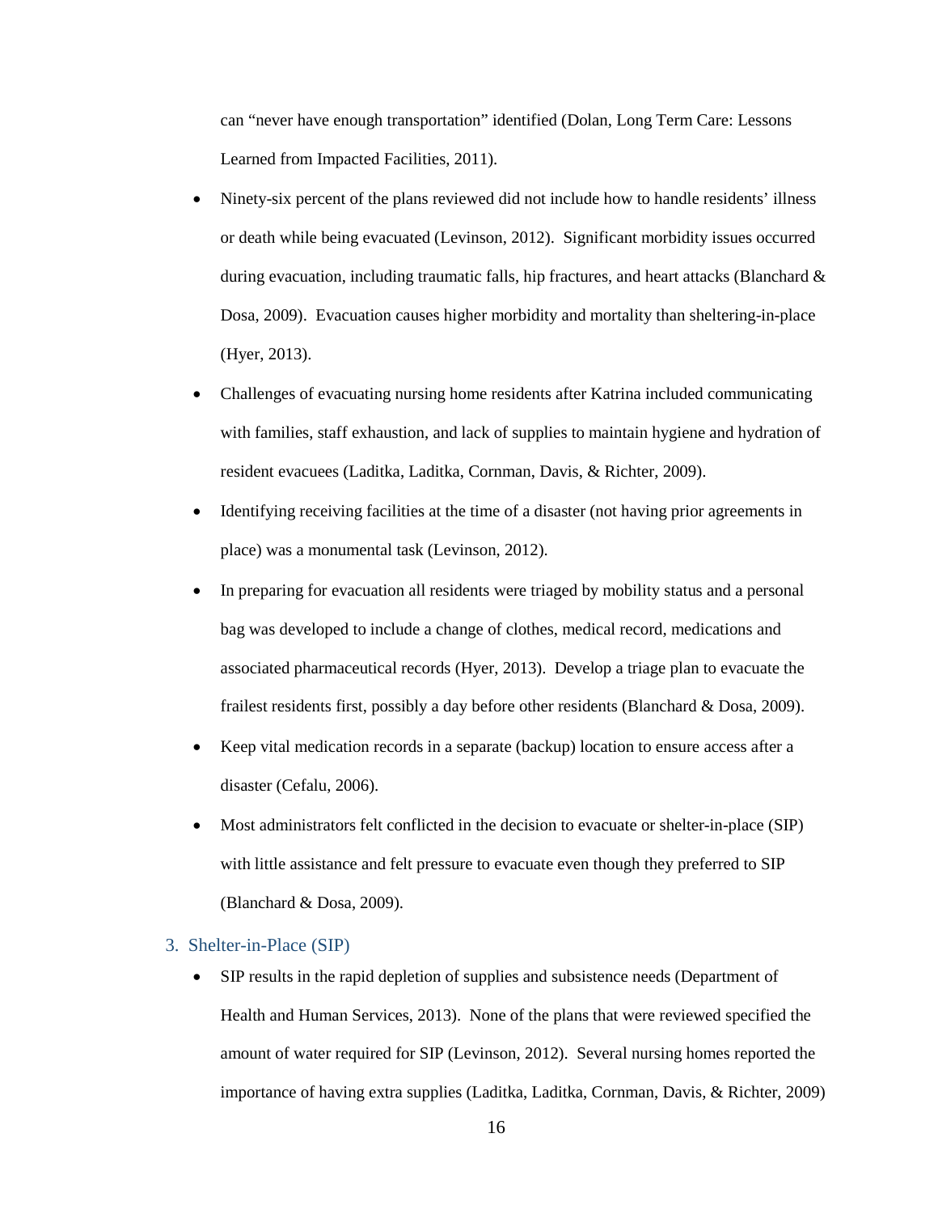can "never have enough transportation" identified (Dolan, Long Term Care: Lessons Learned from Impacted Facilities, 2011).

- Ninety-six percent of the plans reviewed did not include how to handle residents' illness or death while being evacuated (Levinson, 2012). Significant morbidity issues occurred during evacuation, including traumatic falls, hip fractures, and heart attacks (Blanchard & Dosa, 2009). Evacuation causes higher morbidity and mortality than sheltering-in-place (Hyer, 2013).
- Challenges of evacuating nursing home residents after Katrina included communicating with families, staff exhaustion, and lack of supplies to maintain hygiene and hydration of resident evacuees (Laditka, Laditka, Cornman, Davis, & Richter, 2009).
- Identifying receiving facilities at the time of a disaster (not having prior agreements in place) was a monumental task (Levinson, 2012).
- In preparing for evacuation all residents were triaged by mobility status and a personal bag was developed to include a change of clothes, medical record, medications and associated pharmaceutical records (Hyer, 2013). Develop a triage plan to evacuate the frailest residents first, possibly a day before other residents (Blanchard & Dosa, 2009).
- Keep vital medication records in a separate (backup) location to ensure access after a disaster (Cefalu, 2006).
- Most administrators felt conflicted in the decision to evacuate or shelter-in-place (SIP) with little assistance and felt pressure to evacuate even though they preferred to SIP (Blanchard & Dosa, 2009).

## 3. Shelter-in-Place (SIP)

- SIP results in the rapid depletion of supplies and subsistence needs (Department of Health and Human Services, 2013). None of the plans that were reviewed specified the amount of water required for SIP (Levinson, 2012). Several nursing homes reported the importance of having extra supplies (Laditka, Laditka, Cornman, Davis, & Richter, 2009)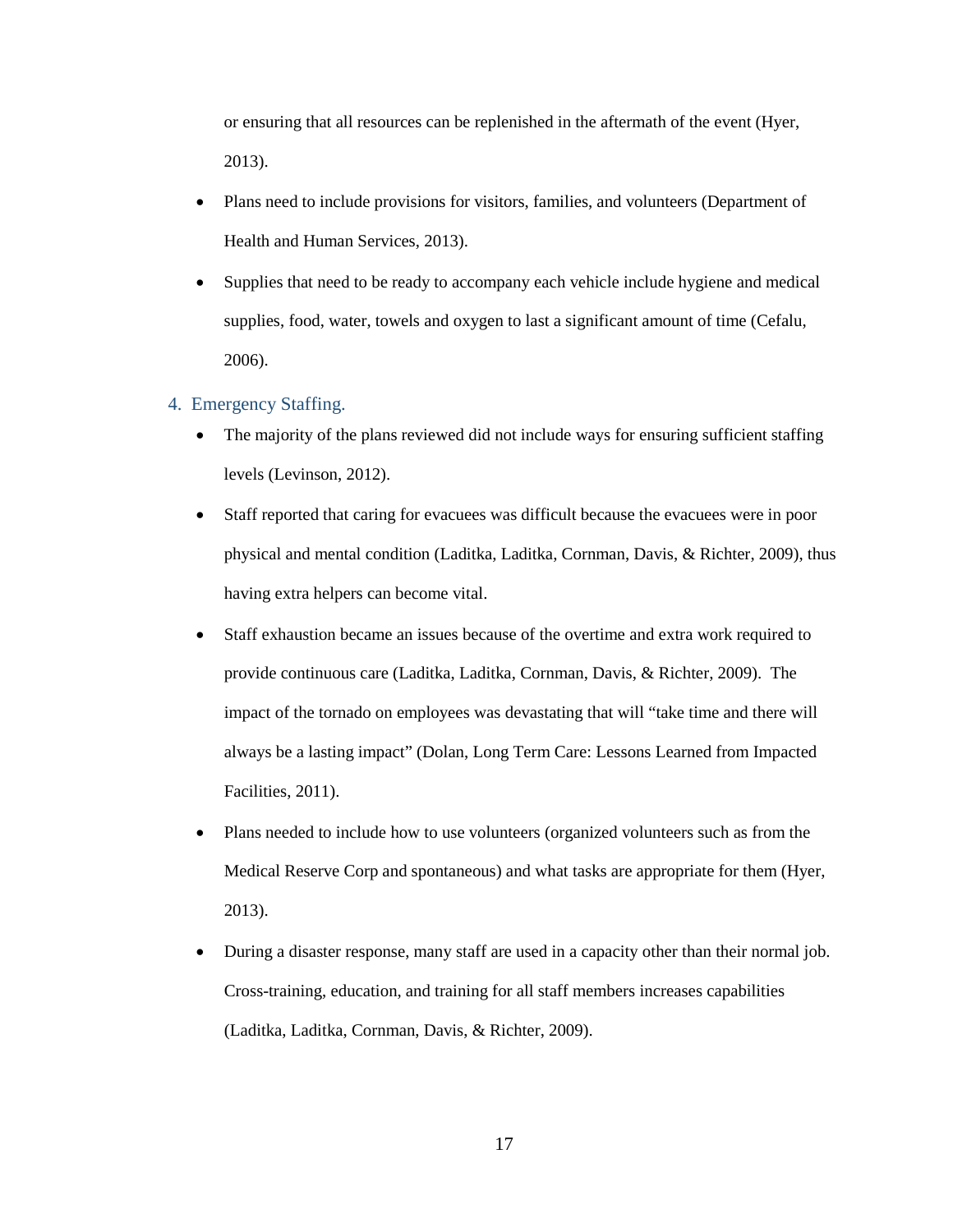or ensuring that all resources can be replenished in the aftermath of the event (Hyer, 2013).

- Plans need to include provisions for visitors, families, and volunteers (Department of Health and Human Services, 2013).
- Supplies that need to be ready to accompany each vehicle include hygiene and medical supplies, food, water, towels and oxygen to last a significant amount of time (Cefalu, 2006).

## 4. Emergency Staffing.

- The majority of the plans reviewed did not include ways for ensuring sufficient staffing levels (Levinson, 2012).
- Staff reported that caring for evacuees was difficult because the evacuees were in poor physical and mental condition (Laditka, Laditka, Cornman, Davis, & Richter, 2009), thus having extra helpers can become vital.
- Staff exhaustion became an issues because of the overtime and extra work required to provide continuous care (Laditka, Laditka, Cornman, Davis, & Richter, 2009). The impact of the tornado on employees was devastating that will "take time and there will always be a lasting impact" (Dolan, Long Term Care: Lessons Learned from Impacted Facilities, 2011).
- Plans needed to include how to use volunteers (organized volunteers such as from the Medical Reserve Corp and spontaneous) and what tasks are appropriate for them (Hyer, 2013).
- During a disaster response, many staff are used in a capacity other than their normal job. Cross-training, education, and training for all staff members increases capabilities (Laditka, Laditka, Cornman, Davis, & Richter, 2009).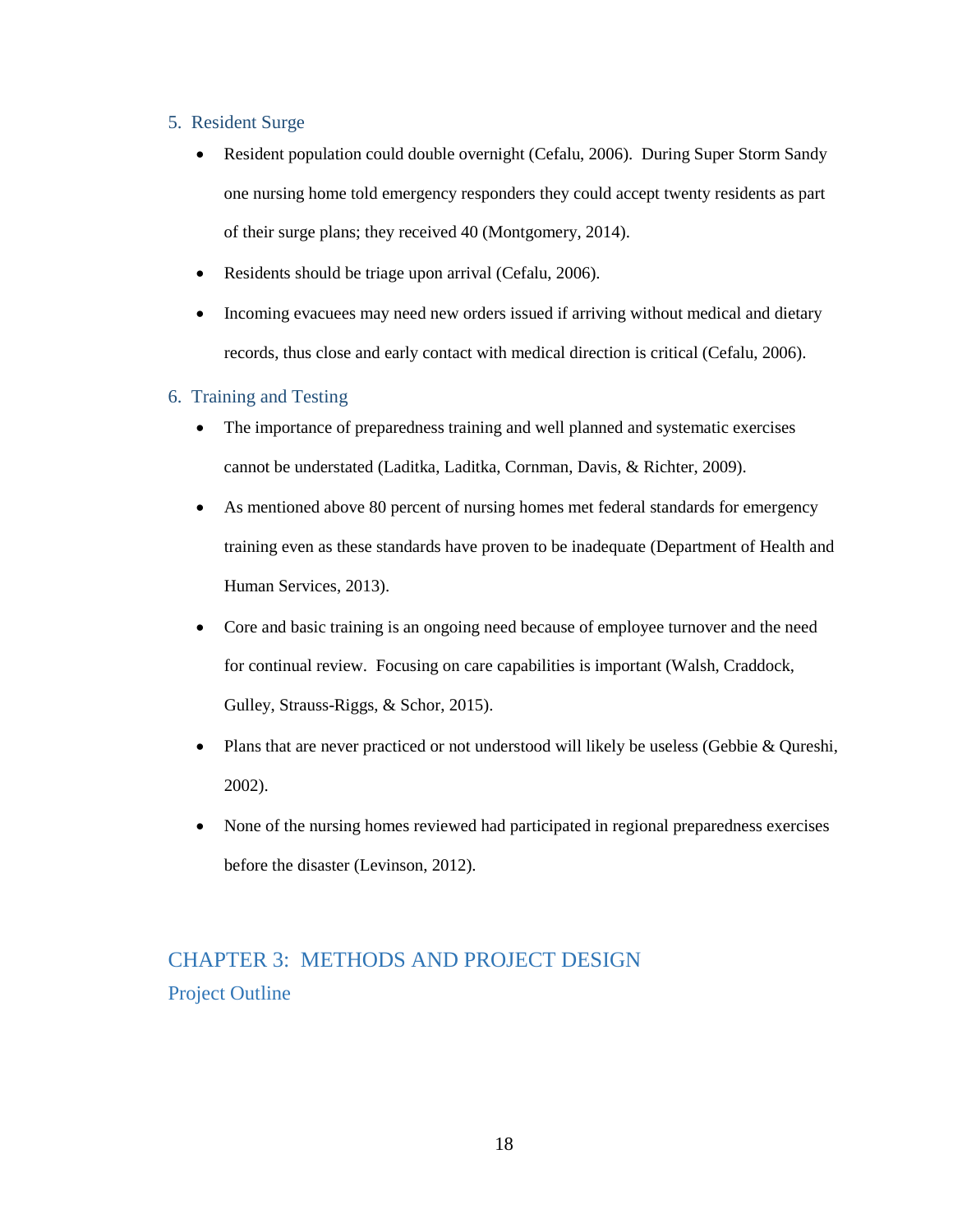### 5. Resident Surge

- Resident population could double overnight (Cefalu, 2006). During Super Storm Sandy one nursing home told emergency responders they could accept twenty residents as part of their surge plans; they received 40 (Montgomery, 2014).
- Residents should be triage upon arrival (Cefalu, 2006).
- Incoming evacuees may need new orders issued if arriving without medical and dietary records, thus close and early contact with medical direction is critical (Cefalu, 2006).

### 6. Training and Testing

- The importance of preparedness training and well planned and systematic exercises cannot be understated (Laditka, Laditka, Cornman, Davis, & Richter, 2009).
- As mentioned above 80 percent of nursing homes met federal standards for emergency training even as these standards have proven to be inadequate (Department of Health and Human Services, 2013).
- Core and basic training is an ongoing need because of employee turnover and the need for continual review. Focusing on care capabilities is important (Walsh, Craddock, Gulley, Strauss-Riggs, & Schor, 2015).
- Plans that are never practiced or not understood will likely be useless (Gebbie & Qureshi, 2002).
- None of the nursing homes reviewed had participated in regional preparedness exercises before the disaster (Levinson, 2012).

# CHAPTER 3: METHODS AND PROJECT DESIGN

## Project Outline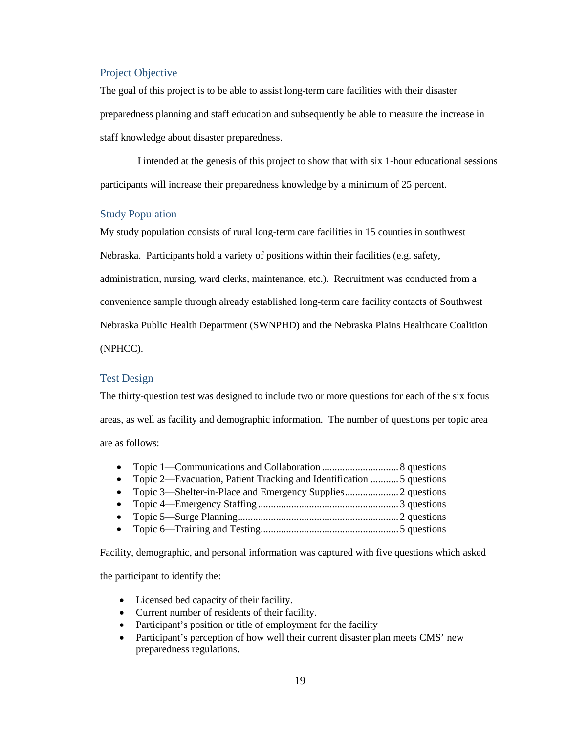## Project Objective

The goal of this project is to be able to assist long-term care facilities with their disaster preparedness planning and staff education and subsequently be able to measure the increase in staff knowledge about disaster preparedness.

I intended at the genesis of this project to show that with six 1-hour educational sessions participants will increase their preparedness knowledge by a minimum of 25 percent.

## Study Population

My study population consists of rural long-term care facilities in 15 counties in southwest Nebraska. Participants hold a variety of positions within their facilities (e.g. safety, administration, nursing, ward clerks, maintenance, etc.). Recruitment was conducted from a convenience sample through already established long-term care facility contacts of Southwest Nebraska Public Health Department (SWNPHD) and the Nebraska Plains Healthcare Coalition (NPHCC).

## Test Design

The thirty-question test was designed to include two or more questions for each of the six focus areas, as well as facility and demographic information. The number of questions per topic area are as follows:

- Topic 1—Communications and Collaboration .............................. 8 questions
- Topic 2—Evacuation, Patient Tracking and Identification ........... 5 questions
- Topic 3—Shelter-in-Place and Emergency Supplies..................... 2 questions
- Topic 4—Emergency Staffing ....................................................... 3 questions
- Topic 5—Surge Planning............................................................... 2 questions
- Topic 6—Training and Testing...................................................... 5 questions

Facility, demographic, and personal information was captured with five questions which asked the participant to identify the:

- Licensed bed capacity of their facility.
- Current number of residents of their facility.
- Participant's position or title of employment for the facility
- Participant's perception of how well their current disaster plan meets CMS' new preparedness regulations.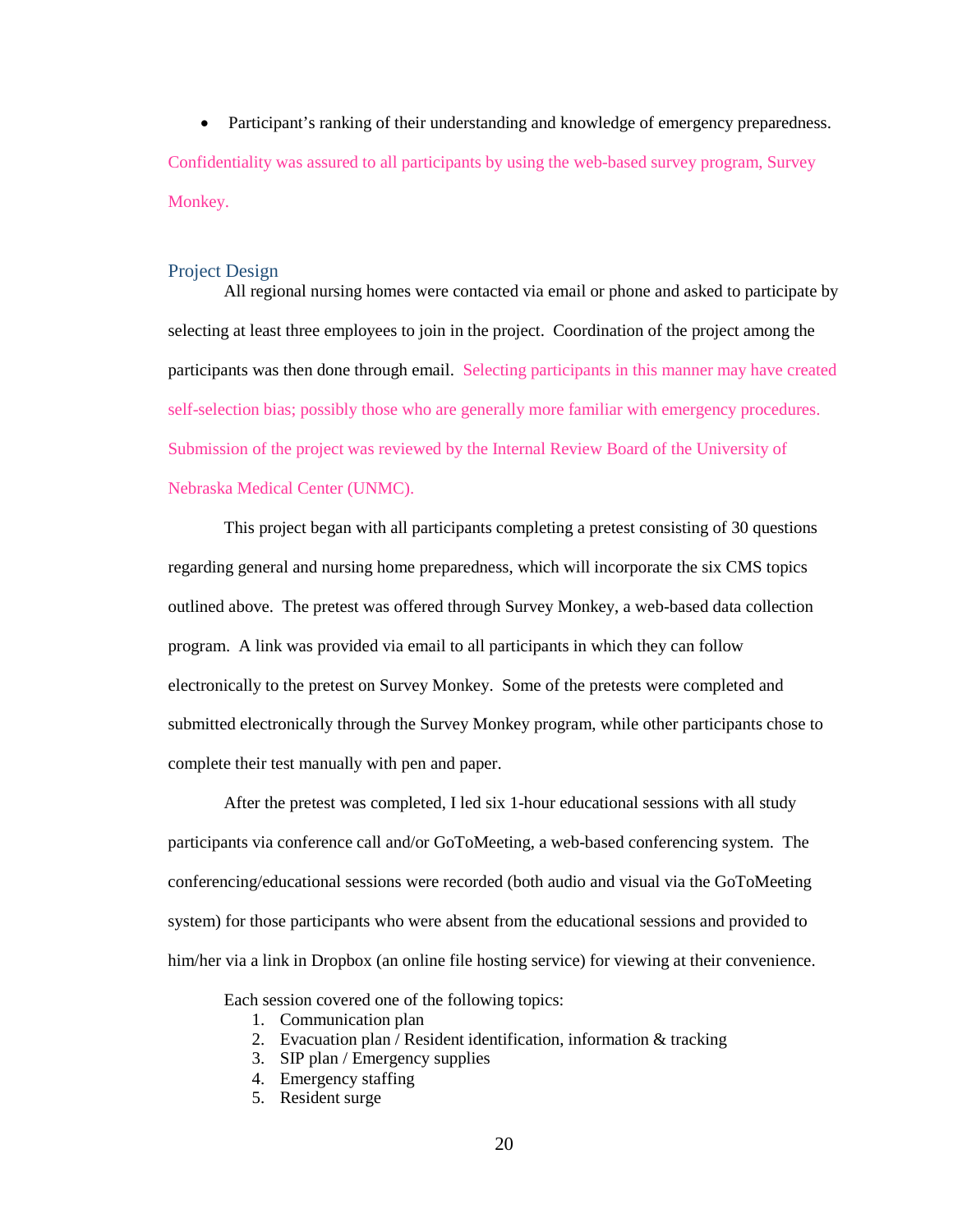- Participant's ranking of their understanding and knowledge of emergency preparedness.

Confidentiality was assured to all participants by using the web-based survey program, Survey Monkey.

## Project Design

All regional nursing homes were contacted via email or phone and asked to participate by selecting at least three employees to join in the project. Coordination of the project among the participants was then done through email. Selecting participants in this manner may have created self-selection bias; possibly those who are generally more familiar with emergency procedures. Submission of the project was reviewed by the Internal Review Board of the University of Nebraska Medical Center (UNMC).

This project began with all participants completing a pretest consisting of 30 questions regarding general and nursing home preparedness, which will incorporate the six CMS topics outlined above. The pretest was offered through Survey Monkey, a web-based data collection program. A link was provided via email to all participants in which they can follow electronically to the pretest on Survey Monkey. Some of the pretests were completed and submitted electronically through the Survey Monkey program, while other participants chose to complete their test manually with pen and paper.

After the pretest was completed, I led six 1-hour educational sessions with all study participants via conference call and/or GoToMeeting, a web-based conferencing system. The conferencing/educational sessions were recorded (both audio and visual via the GoToMeeting system) for those participants who were absent from the educational sessions and provided to him/her via a link in Dropbox (an online file hosting service) for viewing at their convenience.

Each session covered one of the following topics:

1. Communication plan
2. Evacuation plan / Resident identification, information & tracking
3. SIP plan / Emergency supplies
4. Emergency staffing
5. Resident surge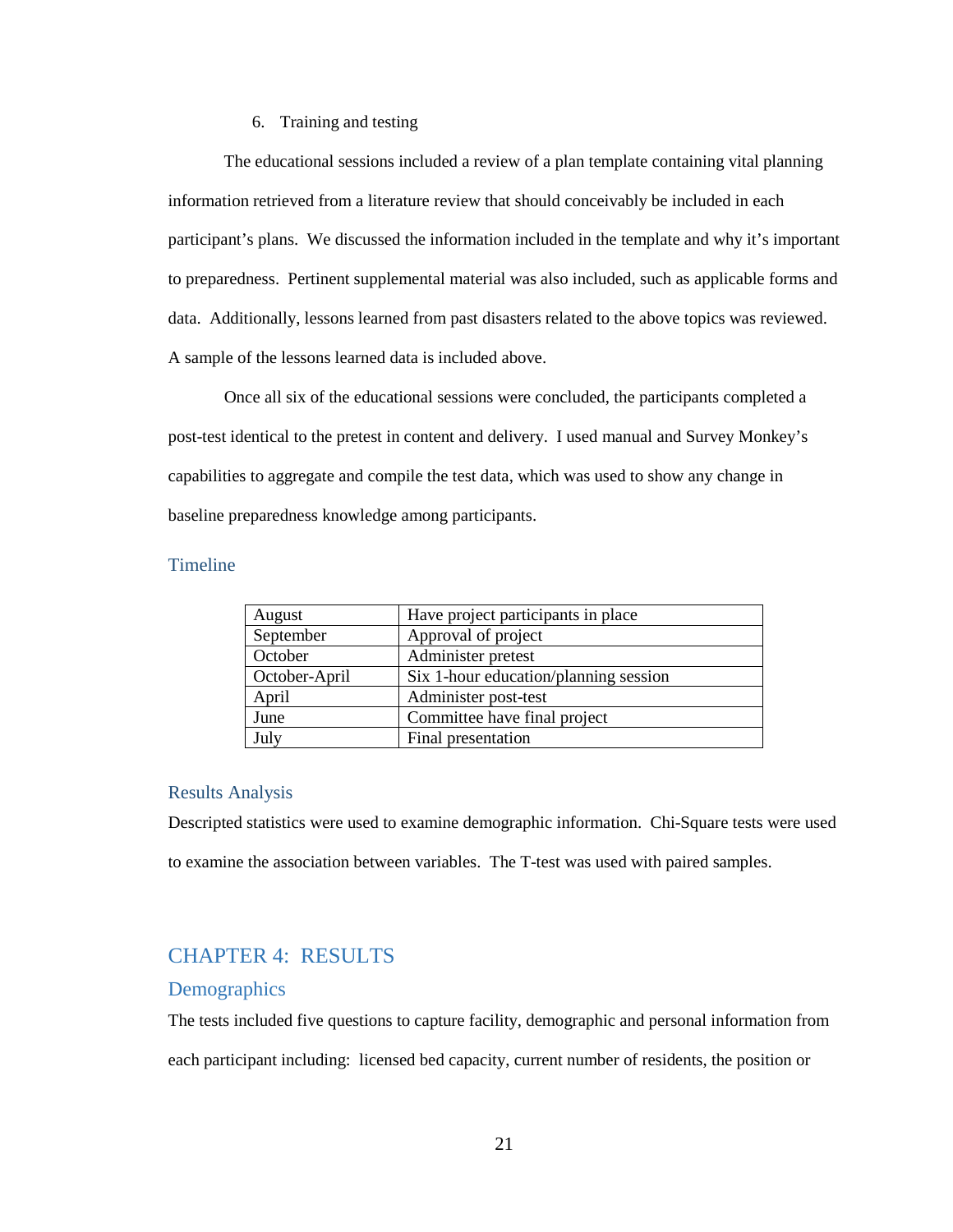6. Training and testing

The educational sessions included a review of a plan template containing vital planning information retrieved from a literature review that should conceivably be included in each participant's plans. We discussed the information included in the template and why it's important to preparedness. Pertinent supplemental material was also included, such as applicable forms and data. Additionally, lessons learned from past disasters related to the above topics was reviewed. A sample of the lessons learned data is included above.

Once all six of the educational sessions were concluded, the participants completed a post-test identical to the pretest in content and delivery. I used manual and Survey Monkey's capabilities to aggregate and compile the test data, which was used to show any change in baseline preparedness knowledge among participants.

### Timeline

| | |
|---|---|
| August | Have project participants in place |
| September | Approval of project |
| October | Administer pretest |
| October-April | Six 1-hour education/planning session |
| April | Administer post-test |
| June | Committee have final project |
| July | Final presentation |

### Results Analysis

Descripted statistics were used to examine demographic information. Chi-Square tests were used to examine the association between variables. The T-test was used with paired samples.

## CHAPTER 4: RESULTS

### Demographics

The tests included five questions to capture facility, demographic and personal information from each participant including: licensed bed capacity, current number of residents, the position or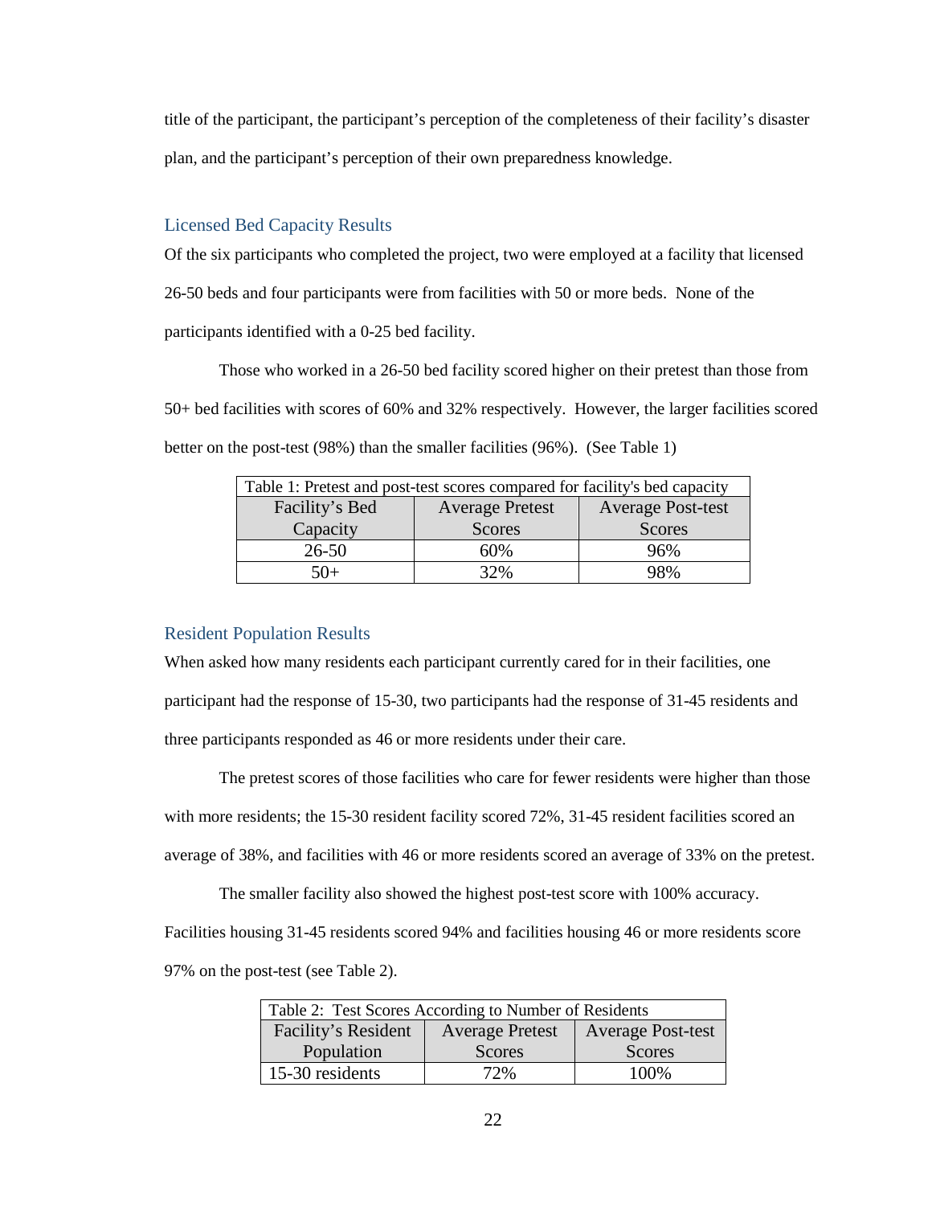title of the participant, the participant's perception of the completeness of their facility's disaster plan, and the participant's perception of their own preparedness knowledge.

### Licensed Bed Capacity Results

Of the six participants who completed the project, two were employed at a facility that licensed 26-50 beds and four participants were from facilities with 50 or more beds. None of the participants identified with a 0-25 bed facility.

Those who worked in a 26-50 bed facility scored higher on their pretest than those from 50+ bed facilities with scores of 60% and 32% respectively. However, the larger facilities scored better on the post-test (98%) than the smaller facilities (96%). (See Table 1)

Table 1: Pretest and post-test scores compared for facility's bed capacity

| Facility's Bed Capacity | Average Pretest Scores | Average Post-test Scores |
|---|---|---|
| 26-50 | 60% | 96% |
| 50+ | 32% | 98% |

### Resident Population Results

When asked how many residents each participant currently cared for in their facilities, one participant had the response of 15-30, two participants had the response of 31-45 residents and three participants responded as 46 or more residents under their care.

The pretest scores of those facilities who care for fewer residents were higher than those with more residents; the 15-30 resident facility scored 72%, 31-45 resident facilities scored an average of 38%, and facilities with 46 or more residents scored an average of 33% on the pretest.

The smaller facility also showed the highest post-test score with 100% accuracy. Facilities housing 31-45 residents scored 94% and facilities housing 46 or more residents score 97% on the post-test (see Table 2).

Table 2: Test Scores According to Number of Residents

| Facility's Resident Population | Average Pretest Scores | Average Post-test Scores |
|---|---|---|
| 15-30 residents | 72% | 100% |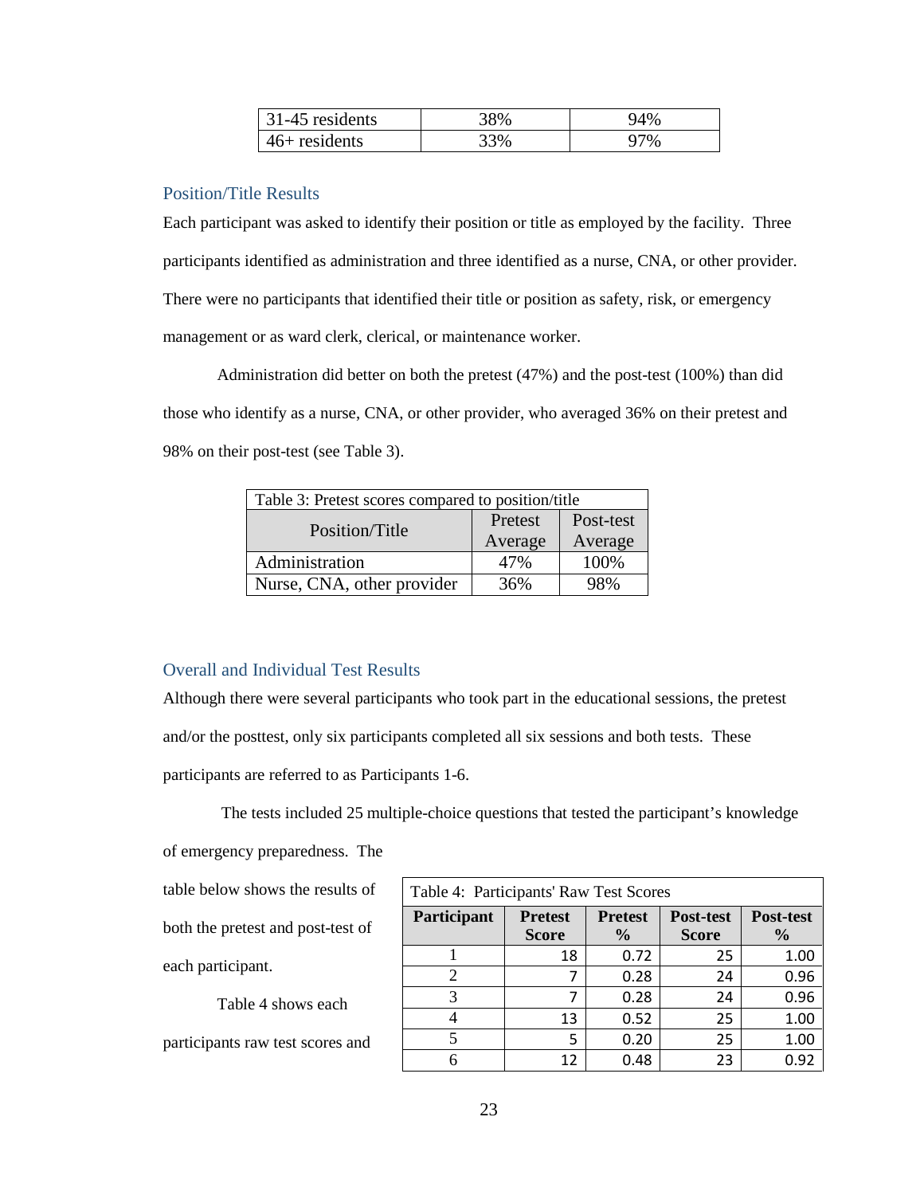| 31-45 residents | 38% | 94% |
|---|---|---|
| 46+ residents | 33% | 97% |

### Position/Title Results

Each participant was asked to identify their position or title as employed by the facility. Three participants identified as administration and three identified as a nurse, CNA, or other provider. There were no participants that identified their title or position as safety, risk, or emergency management or as ward clerk, clerical, or maintenance worker.

Administration did better on both the pretest (47%) and the post-test (100%) than did those who identify as a nurse, CNA, or other provider, who averaged 36% on their pretest and 98% on their post-test (see Table 3).

Table 3: Pretest scores compared to position/title

| Position/Title | Pretest Average | Post-test Average |
|---|---|---|
| Administration | 47% | 100% |
| Nurse, CNA, other provider | 36% | 98% |

### Overall and Individual Test Results

Although there were several participants who took part in the educational sessions, the pretest and/or the posttest, only six participants completed all six sessions and both tests. These participants are referred to as Participants 1-6.

The tests included 25 multiple-choice questions that tested the participant's knowledge of emergency preparedness. The table below shows the results of both the pretest and post-test of each participant.

Table 4 shows each participants raw test scores and

Table 4: Participants' Raw Test Scores

| Participant | Pretest Score | Pretest % | Post-test Score | Post-test % |
|---|---|---|---|---|
| 1 | 18 | 0.72 | 25 | 1.00 |
| 2 | 7 | 0.28 | 24 | 0.96 |
| 3 | 7 | 0.28 | 24 | 0.96 |
| 4 | 13 | 0.52 | 25 | 1.00 |
| 5 | 5 | 0.20 | 25 | 1.00 |
| 6 | 12 | 0.48 | 23 | 0.92 |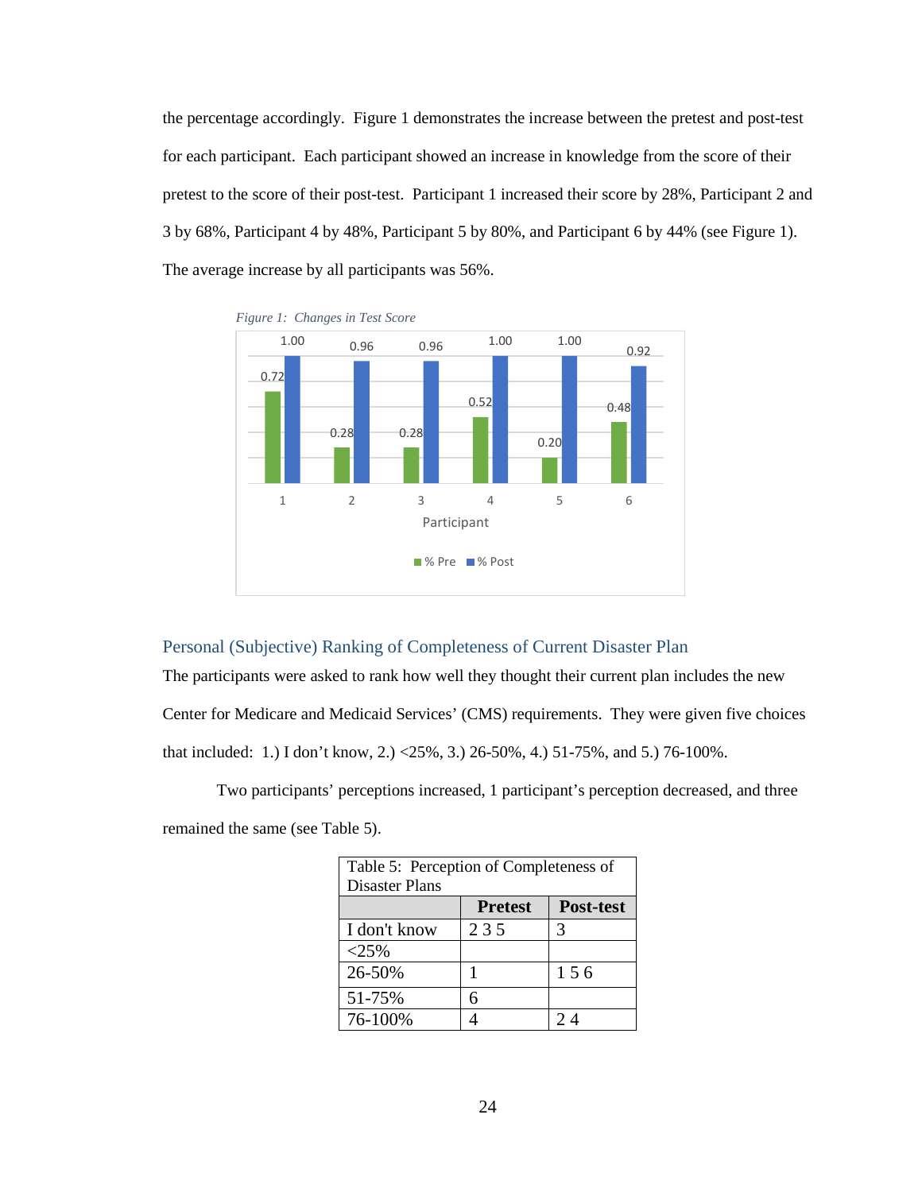the percentage accordingly. Figure 1 demonstrates the increase between the pretest and post-test for each participant. Each participant showed an increase in knowledge from the score of their pretest to the score of their post-test. Participant 1 increased their score by 28%, Participant 2 and 3 by 68%, Participant 4 by 48%, Participant 5 by 80%, and Participant 6 by 44% (see Figure 1). The average increase by all participants was 56%.

*Figure 1: Changes in Test Score*

| Participant | % Pre | % Post |
|---|---|---|
| 1 | 0.72 | 1.00 |
| 2 | 0.28 | 0.96 |
| 3 | 0.28 | 0.96 |
| 4 | 0.52 | 1.00 |
| 5 | 0.20 | 1.00 |
| 6 | 0.48 | 0.92 |

## Personal (Subjective) Ranking of Completeness of Current Disaster Plan

The participants were asked to rank how well they thought their current plan includes the new Center for Medicare and Medicaid Services' (CMS) requirements. They were given five choices that included: 1.) I don't know, 2.) <25%, 3.) 26-50%, 4.) 51-75%, and 5.) 76-100%.

Two participants' perceptions increased, 1 participant's perception decreased, and three remained the same (see Table 5).

Table 5: Perception of Completeness of Disaster Plans

| | Pretest | Post-test |
|---|---|---|
| I don't know | 2 3 5 | 3 |
| <25% | | |
| 26-50% | 1 | 1 5 6 |
| 51-75% | 6 | |
| 76-100% | 4 | 2 4 |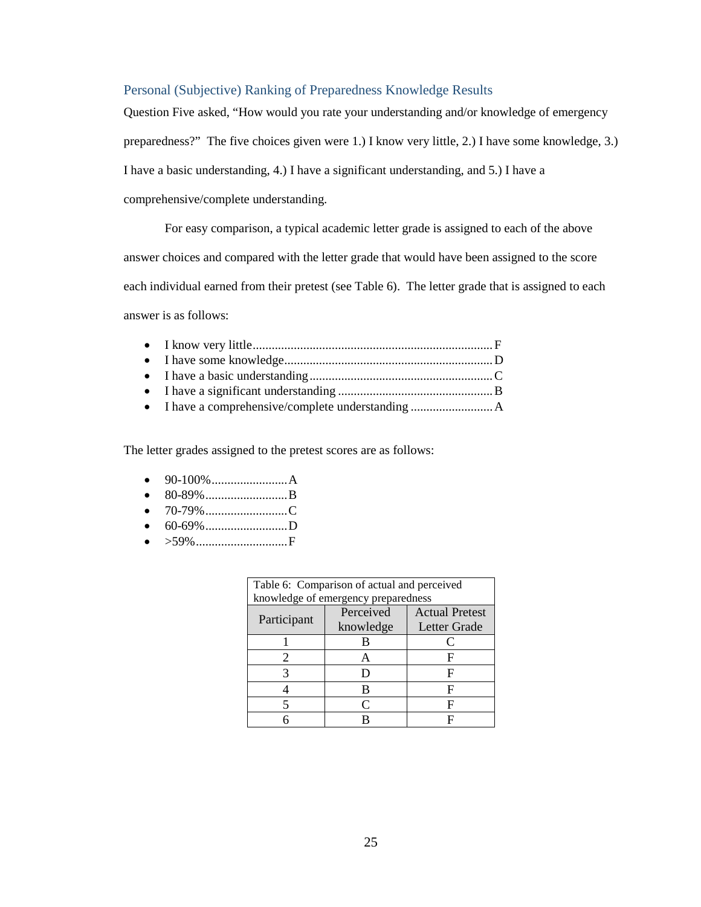### Personal (Subjective) Ranking of Preparedness Knowledge Results

Question Five asked, "How would you rate your understanding and/or knowledge of emergency preparedness?" The five choices given were 1.) I know very little, 2.) I have some knowledge, 3.) I have a basic understanding, 4.) I have a significant understanding, and 5.) I have a comprehensive/complete understanding.

For easy comparison, a typical academic letter grade is assigned to each of the above answer choices and compared with the letter grade that would have been assigned to the score each individual earned from their pretest (see Table 6). The letter grade that is assigned to each answer is as follows:

- I know very little............................................................................F
- I have some knowledge..................................................................D
- I have a basic understanding..........................................................C
- I have a significant understanding ................................................B
- I have a comprehensive/complete understanding ..........................A

The letter grades assigned to the pretest scores are as follows:

- 90-100%........................A
- 80-89%..........................B
- 70-79%..........................C
- 60-69%..........................D
- >59%............................F

Table 6: Comparison of actual and perceived knowledge of emergency preparedness

| Participant | Perceived knowledge | Actual Pretest Letter Grade |
|---|---|---|
| 1 | B | C |
| 2 | A | F |
| 3 | D | F |
| 4 | B | F |
| 5 | C | F |
| 6 | B | F |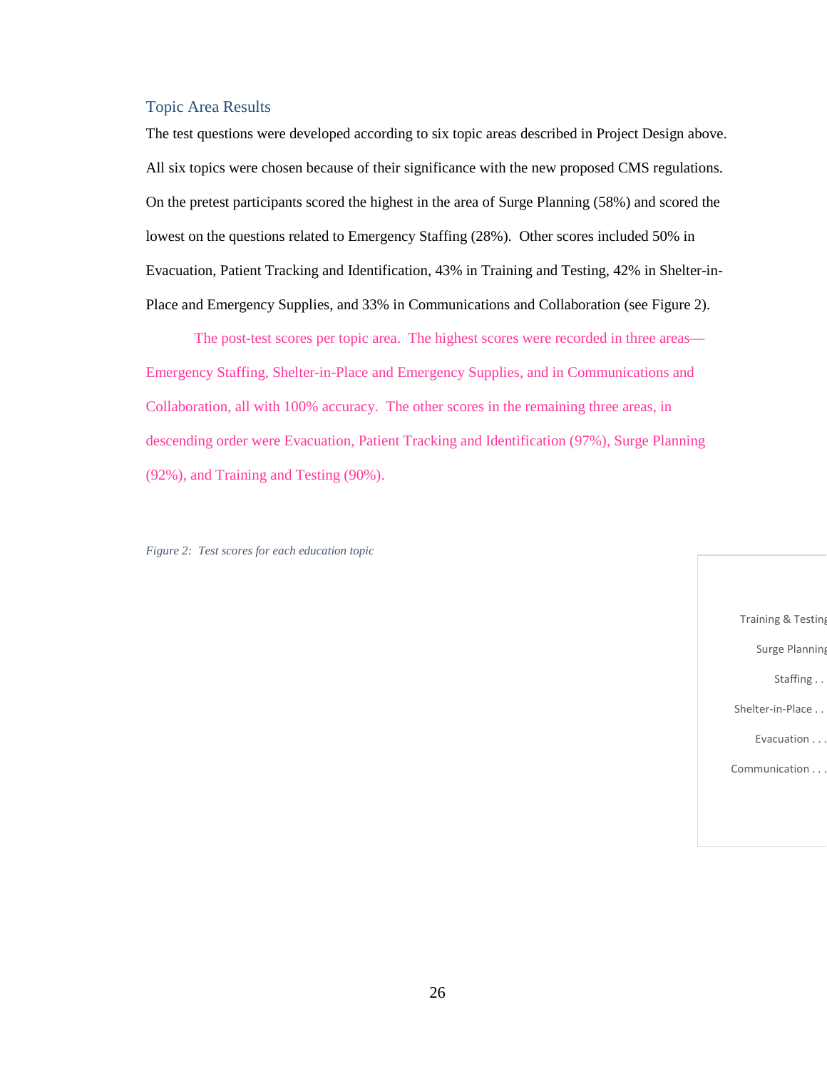### Topic Area Results

The test questions were developed according to six topic areas described in Project Design above. All six topics were chosen because of their significance with the new proposed CMS regulations. On the pretest participants scored the highest in the area of Surge Planning (58%) and scored the lowest on the questions related to Emergency Staffing (28%). Other scores included 50% in Evacuation, Patient Tracking and Identification, 43% in Training and Testing, 42% in Shelter-in-Place and Emergency Supplies, and 33% in Communications and Collaboration (see Figure 2).

The post-test scores per topic area. The highest scores were recorded in three areas—Emergency Staffing, Shelter-in-Place and Emergency Supplies, and in Communications and Collaboration, all with 100% accuracy. The other scores in the remaining three areas, in descending order were Evacuation, Patient Tracking and Identification (97%), Surge Planning (92%), and Training and Testing (90%).

*Figure 2: Test scores for each education topic*

Training & Testing

Surge Planning

Staffing . .

Shelter-in-Place . .

Evacuation . . .

Communication . . .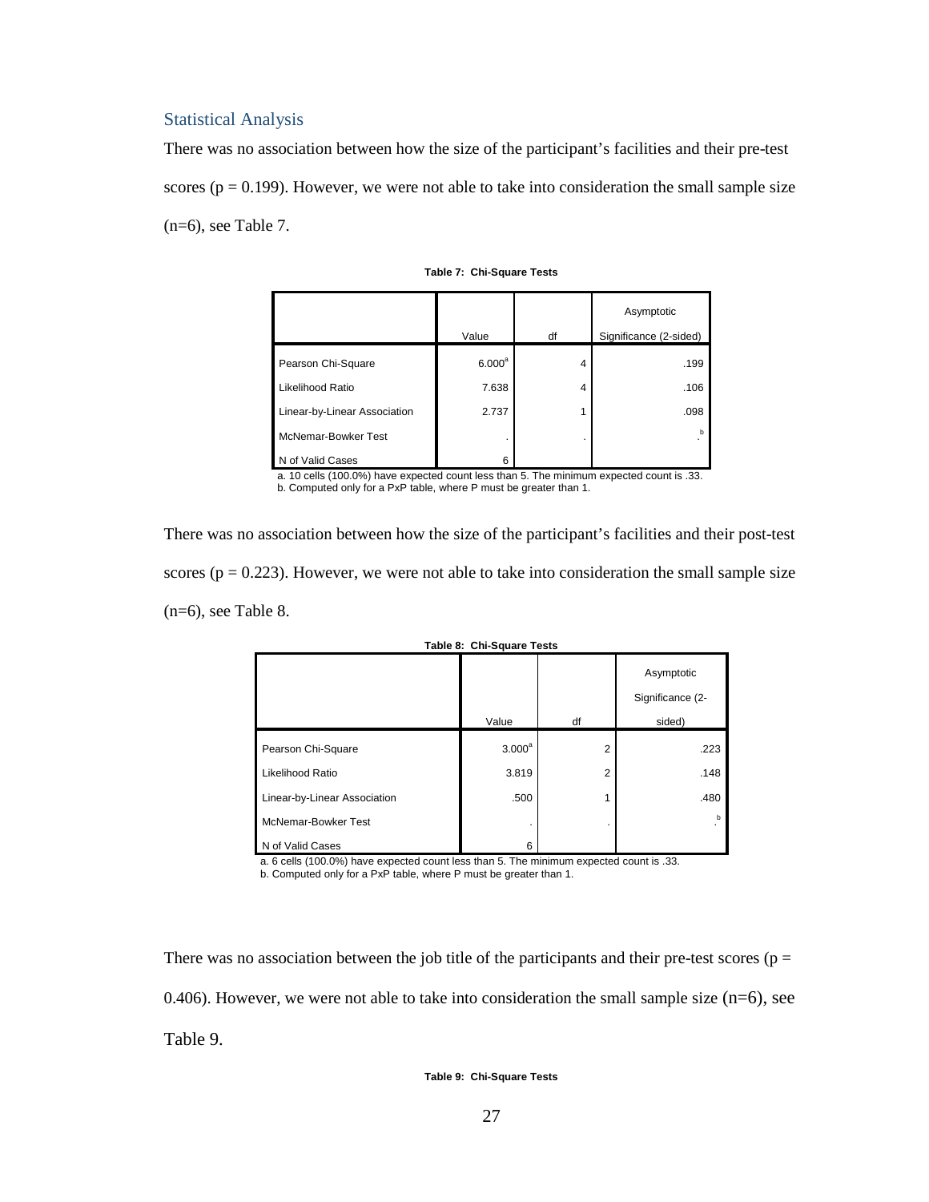## Statistical Analysis

There was no association between how the size of the participant's facilities and their pre-test scores ($p = 0.199$). However, we were not able to take into consideration the small sample size (n=6), see Table 7.

**Table 7: Chi-Square Tests**

| | Value | df | Asymptotic Significance (2-sided) |
|---|---|---|---|
| Pearson Chi-Square | 6.000[a] | 4 | .199 |
| Likelihood Ratio | 7.638 | 4 | .106 |
| Linear-by-Linear Association | 2.737 | 1 | .098 |
| McNemar-Bowker Test | . | . | .[b] |
| N of Valid Cases | 6 | | |

a. 10 cells (100.0%) have expected count less than 5. The minimum expected count is .33.
b. Computed only for a PxP table, where P must be greater than 1.

There was no association between how the size of the participant's facilities and their post-test scores ($p = 0.223$). However, we were not able to take into consideration the small sample size (n=6), see Table 8.

**Table 8: Chi-Square Tests**

| | Value | df | Asymptotic Significance (2-sided) |
|---|---|---|---|
| Pearson Chi-Square | 3.000[a] | 2 | .223 |
| Likelihood Ratio | 3.819 | 2 | .148 |
| Linear-by-Linear Association | .500 | 1 | .480 |
| McNemar-Bowker Test | . | . | .[b] |
| N of Valid Cases | 6 | | |

a. 6 cells (100.0%) have expected count less than 5. The minimum expected count is .33.
b. Computed only for a PxP table, where P must be greater than 1.

There was no association between the job title of the participants and their pre-test scores ($p = 0.406$). However, we were not able to take into consideration the small sample size (n=6), see Table 9.

**Table 9: Chi-Square Tests**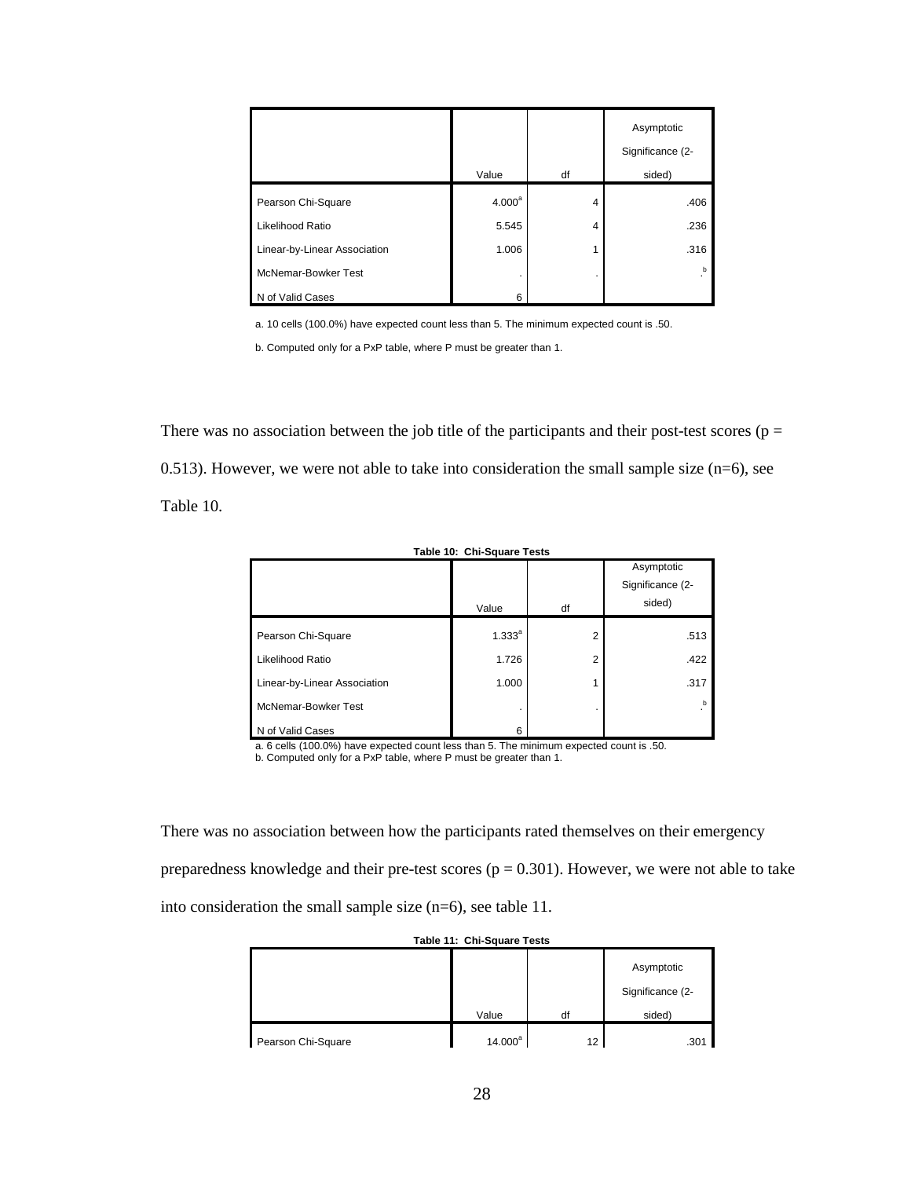|  | Value | df | Asymptotic Significance (2-sided) |
|---|---|---|---|
| Pearson Chi-Square | 4.000[a] | 4 | .406 |
| Likelihood Ratio | 5.545 | 4 | .236 |
| Linear-by-Linear Association | 1.006 | 1 | .316 |
| McNemar-Bowker Test | . | . | .[b] |
| N of Valid Cases | 6 |  |  |

a. 10 cells (100.0%) have expected count less than 5. The minimum expected count is .50.

b. Computed only for a PxP table, where P must be greater than 1.

There was no association between the job title of the participants and their post-test scores ($p = 0.513$). However, we were not able to take into consideration the small sample size ($n=6$), see Table 10.

**Table 10: Chi-Square Tests**

|  | Value | df | Asymptotic Significance (2-sided) |
|---|---|---|---|
| Pearson Chi-Square | 1.333[a] | 2 | .513 |
| Likelihood Ratio | 1.726 | 2 | .422 |
| Linear-by-Linear Association | 1.000 | 1 | .317 |
| McNemar-Bowker Test | . | . | .[b] |
| N of Valid Cases | 6 |  |  |

a. 6 cells (100.0%) have expected count less than 5. The minimum expected count is .50.
b. Computed only for a PxP table, where P must be greater than 1.

There was no association between how the participants rated themselves on their emergency preparedness knowledge and their pre-test scores ($p = 0.301$). However, we were not able to take into consideration the small sample size ($n=6$), see table 11.

**Table 11: Chi-Square Tests**

|  | Value | df | Asymptotic Significance (2-sided) |
|---|---|---|---|
| Pearson Chi-Square | 14.000[a] | 12 | .301 |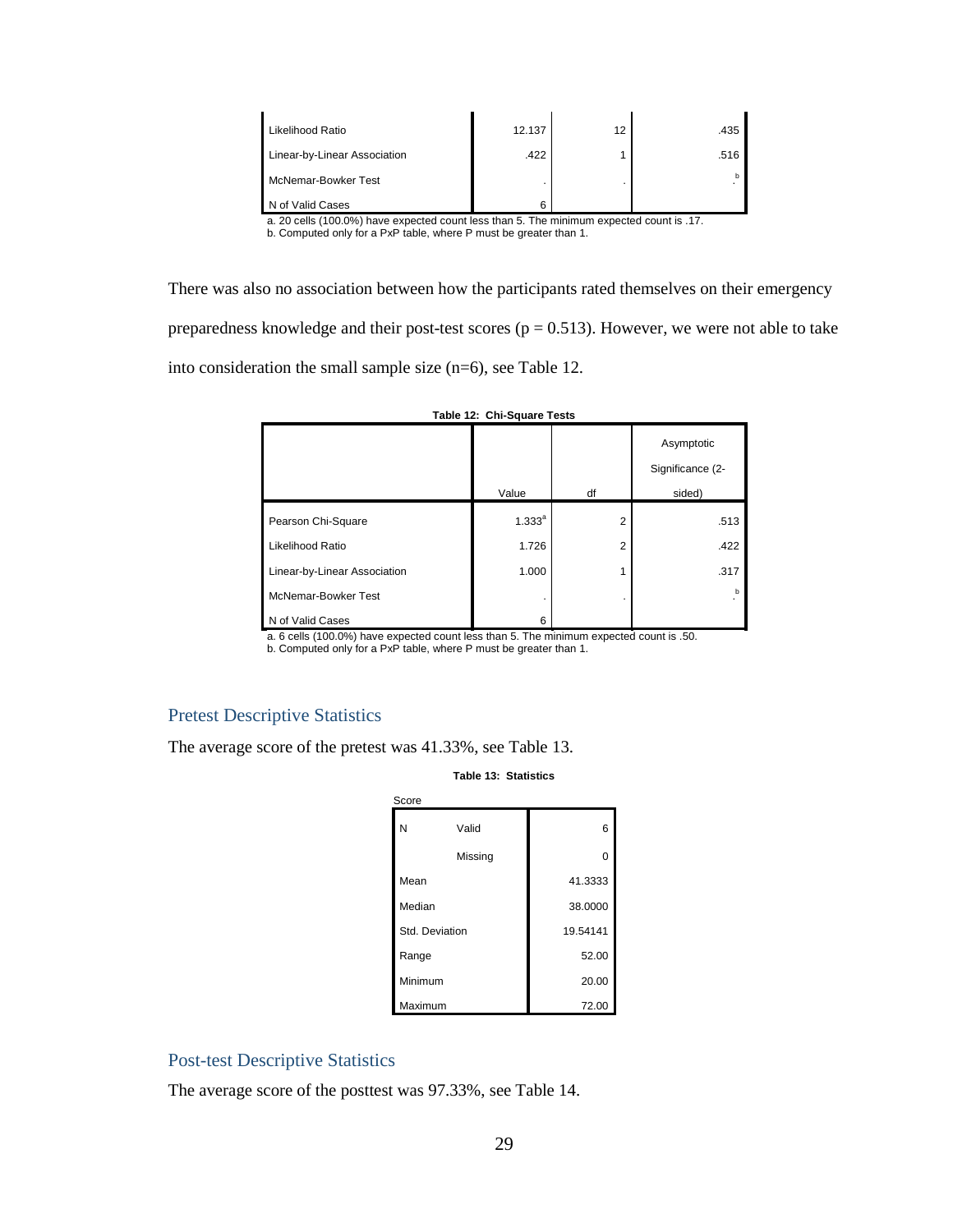| | Value | df | Asymptotic Significance (2-sided) |
| --- | --- | --- | --- |
| Likelihood Ratio | 12.137 | 12 | .435 |
| Linear-by-Linear Association | .422 | 1 | .516 |
| McNemar-Bowker Test | . | . | .[b] |
| N of Valid Cases | 6 | | |

a. 20 cells (100.0%) have expected count less than 5. The minimum expected count is .17.
b. Computed only for a PxP table, where P must be greater than 1.

There was also no association between how the participants rated themselves on their emergency preparedness knowledge and their post-test scores ($p = 0.513$). However, we were not able to take into consideration the small sample size ($n=6$), see Table 12.

**Table 12: Chi-Square Tests**

| | Value | df | Asymptotic Significance (2-sided) |
| --- | --- | --- | --- |
| Pearson Chi-Square | 1.333[a] | 2 | .513 |
| Likelihood Ratio | 1.726 | 2 | .422 |
| Linear-by-Linear Association | 1.000 | 1 | .317 |
| McNemar-Bowker Test | . | . | .[b] |
| N of Valid Cases | 6 | | |

a. 6 cells (100.0%) have expected count less than 5. The minimum expected count is .50.
b. Computed only for a PxP table, where P must be greater than 1.

## Pretest Descriptive Statistics

The average score of the pretest was 41.33%, see Table 13.

**Table 13: Statistics**

Score

| | | |
| --- | --- | --- |
| N | Valid | 6 |
| | Missing | 0 |
| Mean | | 41.3333 |
| Median | | 38.0000 |
| Std. Deviation | | 19.54141 |
| Range | | 52.00 |
| Minimum | | 20.00 |
| Maximum | | 72.00 |

## Post-test Descriptive Statistics

The average score of the posttest was 97.33%, see Table 14.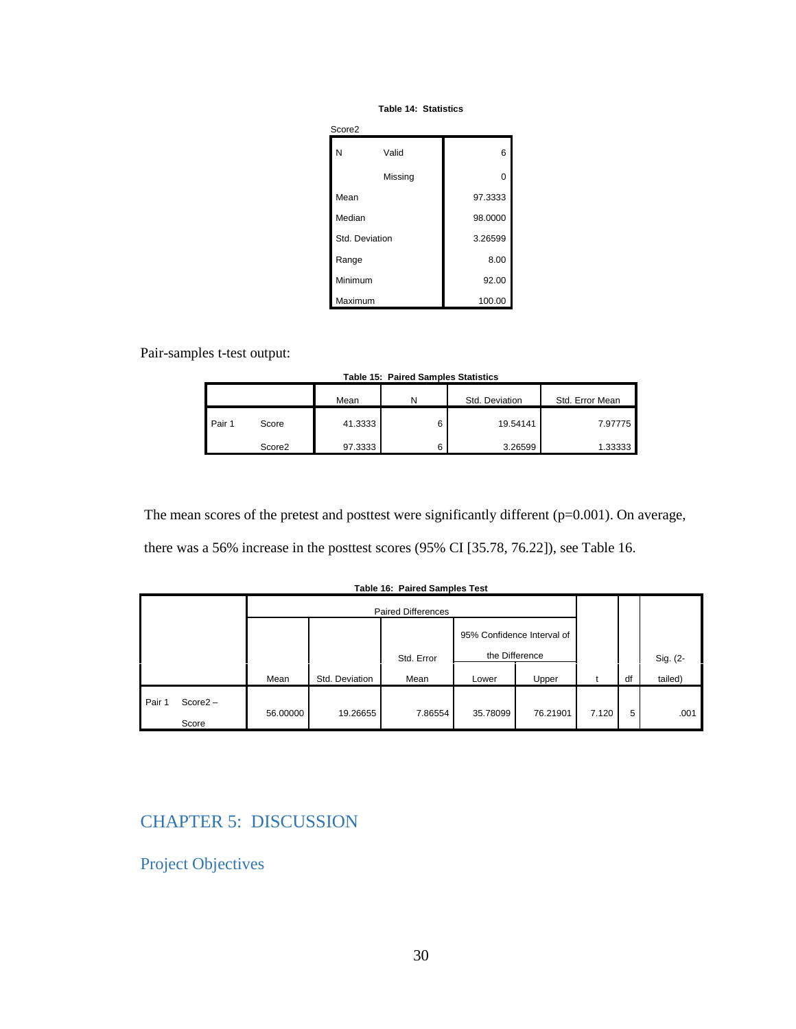**Table 14: Statistics**

Score2

| | | |
|---|---|---|
| N | Valid | 6 |
| | Missing | 0 |
| Mean | | 97.3333 |
| Median | | 98.0000 |
| Std. Deviation | | 3.26599 |
| Range | | 8.00 |
| Minimum | | 92.00 |
| Maximum | | 100.00 |

Pair-samples t-test output:

**Table 15: Paired Samples Statistics**

| | | Mean | N | Std. Deviation | Std. Error Mean |
|---|---|---|---|---|---|
| Pair 1 | Score | 41.3333 | 6 | 19.54141 | 7.97775 |
| | Score2 | 97.3333 | 6 | 3.26599 | 1.33333 |

The mean scores of the pretest and posttest were significantly different (p=0.001). On average, there was a 56% increase in the posttest scores (95% CI [35.78, 76.22]), see Table 16.

**Table 16: Paired Samples Test**

| | | Paired Differences | | | | | t | df | Sig. (2-tailed) |
|---|---|---|---|---|---|---|---|---|---|
| | | | | | 95% Confidence Interval of the Difference | | | | |
| | | Mean | Std. Deviation | Std. Error Mean | Lower | Upper | | | |
| Pair 1 | Score2 – Score | 56.00000 | 19.26655 | 7.86554 | 35.78099 | 76.21901 | 7.120 | 5 | .001 |

# CHAPTER 5: DISCUSSION

## Project Objectives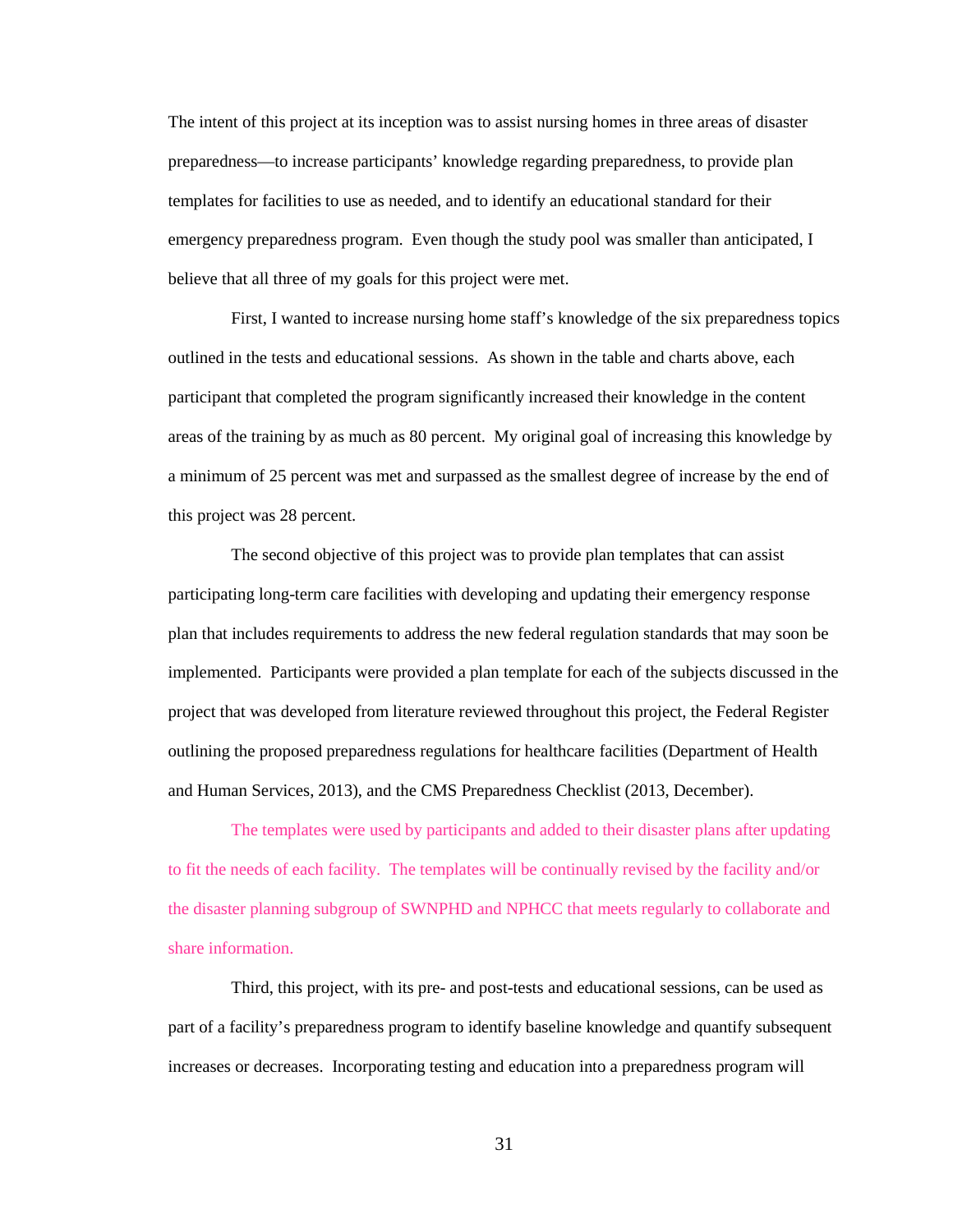The intent of this project at its inception was to assist nursing homes in three areas of disaster preparedness—to increase participants' knowledge regarding preparedness, to provide plan templates for facilities to use as needed, and to identify an educational standard for their emergency preparedness program. Even though the study pool was smaller than anticipated, I believe that all three of my goals for this project were met.

First, I wanted to increase nursing home staff's knowledge of the six preparedness topics outlined in the tests and educational sessions. As shown in the table and charts above, each participant that completed the program significantly increased their knowledge in the content areas of the training by as much as 80 percent. My original goal of increasing this knowledge by a minimum of 25 percent was met and surpassed as the smallest degree of increase by the end of this project was 28 percent.

The second objective of this project was to provide plan templates that can assist participating long-term care facilities with developing and updating their emergency response plan that includes requirements to address the new federal regulation standards that may soon be implemented. Participants were provided a plan template for each of the subjects discussed in the project that was developed from literature reviewed throughout this project, the Federal Register outlining the proposed preparedness regulations for healthcare facilities (Department of Health and Human Services, 2013), and the CMS Preparedness Checklist (2013, December).

The templates were used by participants and added to their disaster plans after updating to fit the needs of each facility. The templates will be continually revised by the facility and/or the disaster planning subgroup of SWNPHD and NPHCC that meets regularly to collaborate and share information.

Third, this project, with its pre- and post-tests and educational sessions, can be used as part of a facility's preparedness program to identify baseline knowledge and quantify subsequent increases or decreases. Incorporating testing and education into a preparedness program will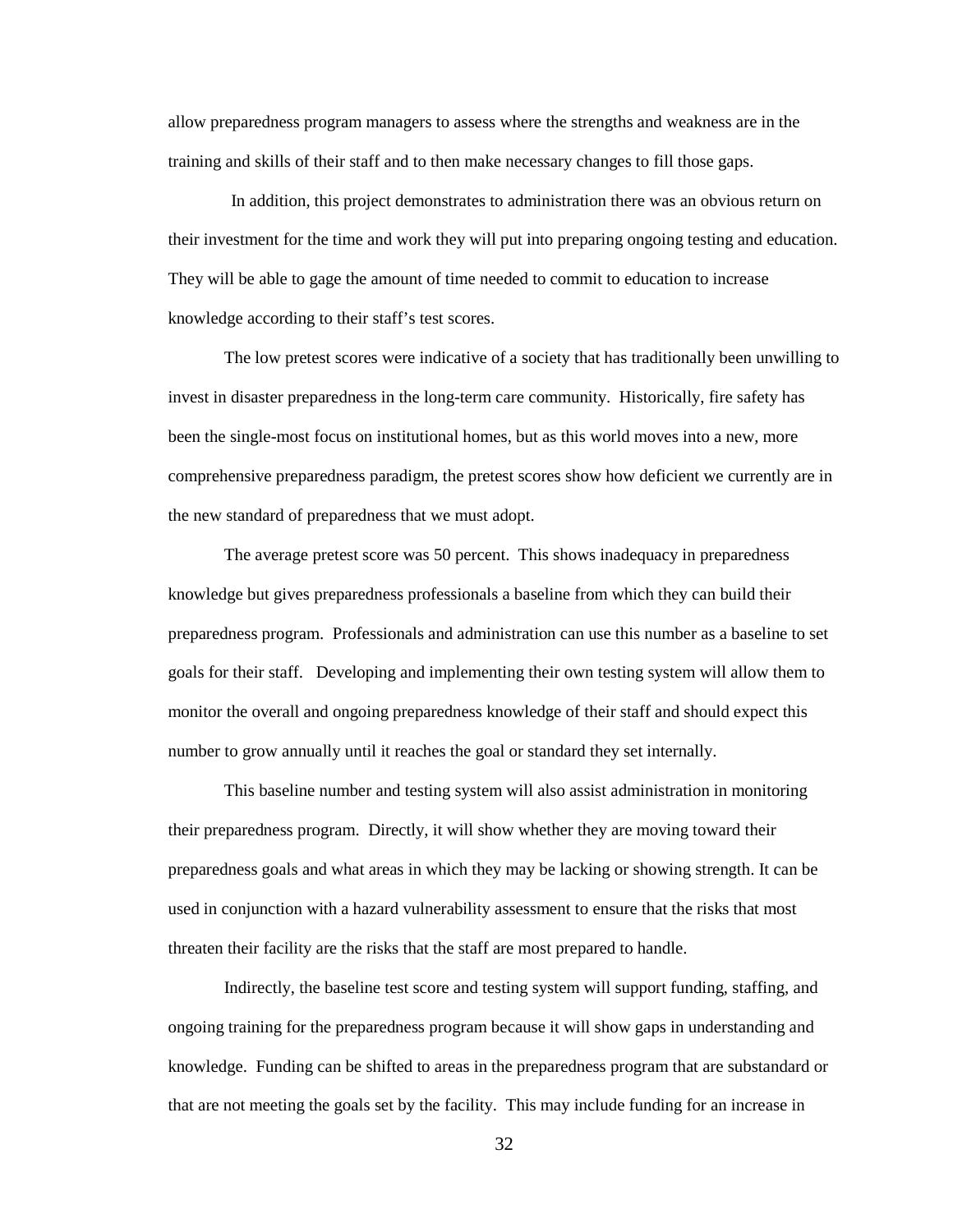allow preparedness program managers to assess where the strengths and weakness are in the training and skills of their staff and to then make necessary changes to fill those gaps.

In addition, this project demonstrates to administration there was an obvious return on their investment for the time and work they will put into preparing ongoing testing and education. They will be able to gage the amount of time needed to commit to education to increase knowledge according to their staff's test scores.

The low pretest scores were indicative of a society that has traditionally been unwilling to invest in disaster preparedness in the long-term care community. Historically, fire safety has been the single-most focus on institutional homes, but as this world moves into a new, more comprehensive preparedness paradigm, the pretest scores show how deficient we currently are in the new standard of preparedness that we must adopt.

The average pretest score was 50 percent. This shows inadequacy in preparedness knowledge but gives preparedness professionals a baseline from which they can build their preparedness program. Professionals and administration can use this number as a baseline to set goals for their staff. Developing and implementing their own testing system will allow them to monitor the overall and ongoing preparedness knowledge of their staff and should expect this number to grow annually until it reaches the goal or standard they set internally.

This baseline number and testing system will also assist administration in monitoring their preparedness program. Directly, it will show whether they are moving toward their preparedness goals and what areas in which they may be lacking or showing strength. It can be used in conjunction with a hazard vulnerability assessment to ensure that the risks that most threaten their facility are the risks that the staff are most prepared to handle.

Indirectly, the baseline test score and testing system will support funding, staffing, and ongoing training for the preparedness program because it will show gaps in understanding and knowledge. Funding can be shifted to areas in the preparedness program that are substandard or that are not meeting the goals set by the facility. This may include funding for an increase in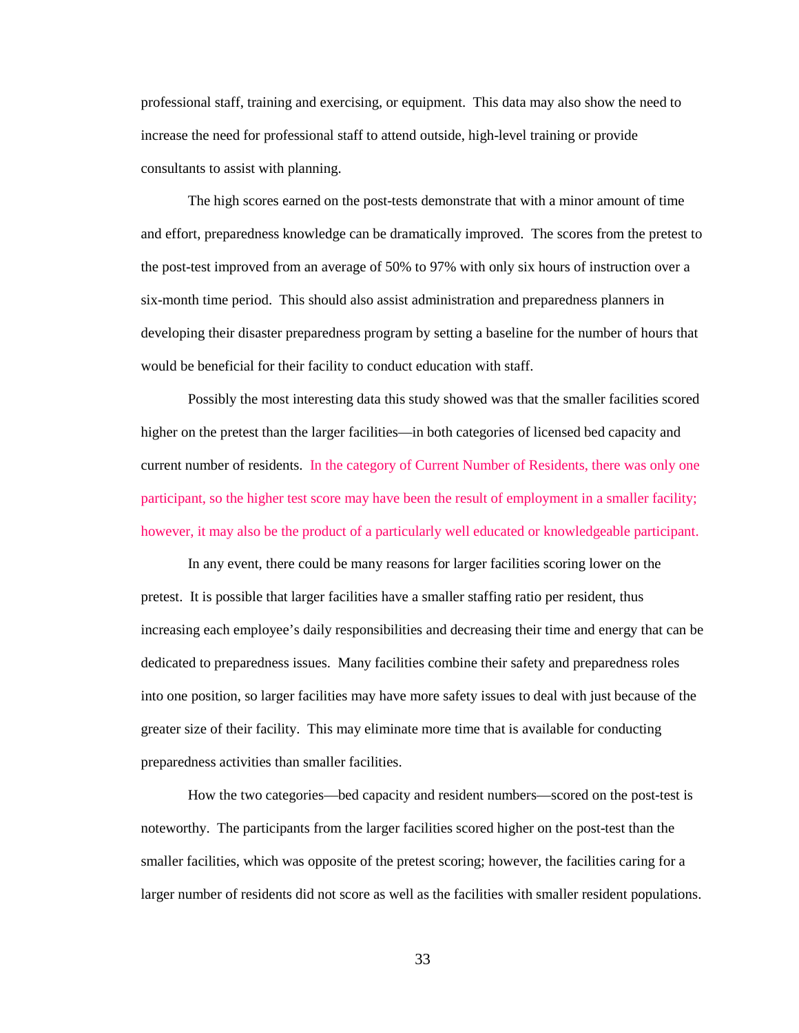professional staff, training and exercising, or equipment. This data may also show the need to increase the need for professional staff to attend outside, high-level training or provide consultants to assist with planning.

The high scores earned on the post-tests demonstrate that with a minor amount of time and effort, preparedness knowledge can be dramatically improved. The scores from the pretest to the post-test improved from an average of 50% to 97% with only six hours of instruction over a six-month time period. This should also assist administration and preparedness planners in developing their disaster preparedness program by setting a baseline for the number of hours that would be beneficial for their facility to conduct education with staff.

Possibly the most interesting data this study showed was that the smaller facilities scored higher on the pretest than the larger facilities—in both categories of licensed bed capacity and current number of residents. In the category of Current Number of Residents, there was only one participant, so the higher test score may have been the result of employment in a smaller facility; however, it may also be the product of a particularly well educated or knowledgeable participant.

In any event, there could be many reasons for larger facilities scoring lower on the pretest. It is possible that larger facilities have a smaller staffing ratio per resident, thus increasing each employee's daily responsibilities and decreasing their time and energy that can be dedicated to preparedness issues. Many facilities combine their safety and preparedness roles into one position, so larger facilities may have more safety issues to deal with just because of the greater size of their facility. This may eliminate more time that is available for conducting preparedness activities than smaller facilities.

How the two categories—bed capacity and resident numbers—scored on the post-test is noteworthy. The participants from the larger facilities scored higher on the post-test than the smaller facilities, which was opposite of the pretest scoring; however, the facilities caring for a larger number of residents did not score as well as the facilities with smaller resident populations.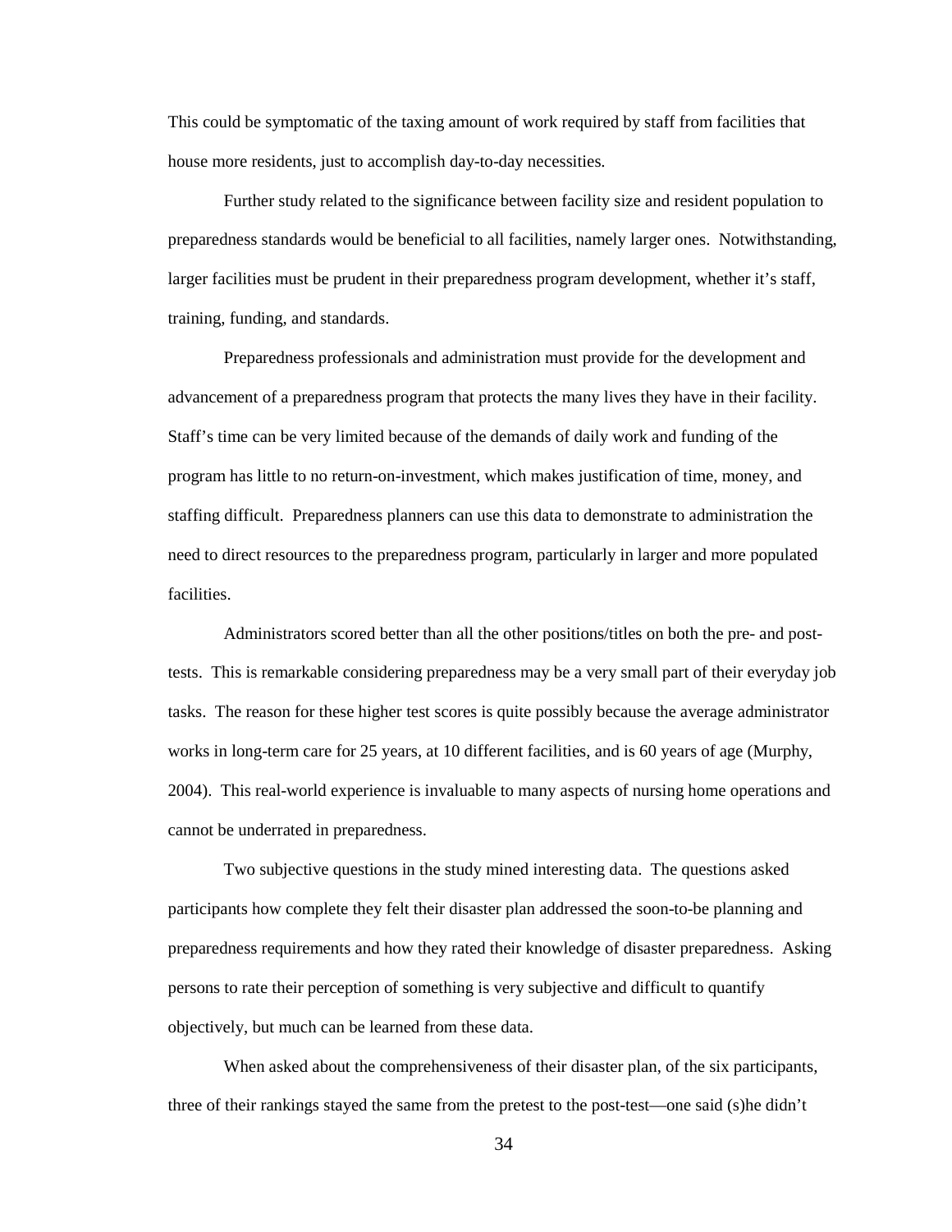This could be symptomatic of the taxing amount of work required by staff from facilities that house more residents, just to accomplish day-to-day necessities.

Further study related to the significance between facility size and resident population to preparedness standards would be beneficial to all facilities, namely larger ones. Notwithstanding, larger facilities must be prudent in their preparedness program development, whether it's staff, training, funding, and standards.

Preparedness professionals and administration must provide for the development and advancement of a preparedness program that protects the many lives they have in their facility. Staff's time can be very limited because of the demands of daily work and funding of the program has little to no return-on-investment, which makes justification of time, money, and staffing difficult. Preparedness planners can use this data to demonstrate to administration the need to direct resources to the preparedness program, particularly in larger and more populated facilities.

Administrators scored better than all the other positions/titles on both the pre- and post-tests. This is remarkable considering preparedness may be a very small part of their everyday job tasks. The reason for these higher test scores is quite possibly because the average administrator works in long-term care for 25 years, at 10 different facilities, and is 60 years of age (Murphy, 2004). This real-world experience is invaluable to many aspects of nursing home operations and cannot be underrated in preparedness.

Two subjective questions in the study mined interesting data. The questions asked participants how complete they felt their disaster plan addressed the soon-to-be planning and preparedness requirements and how they rated their knowledge of disaster preparedness. Asking persons to rate their perception of something is very subjective and difficult to quantify objectively, but much can be learned from these data.

When asked about the comprehensiveness of their disaster plan, of the six participants, three of their rankings stayed the same from the pretest to the post-test—one said (s)he didn't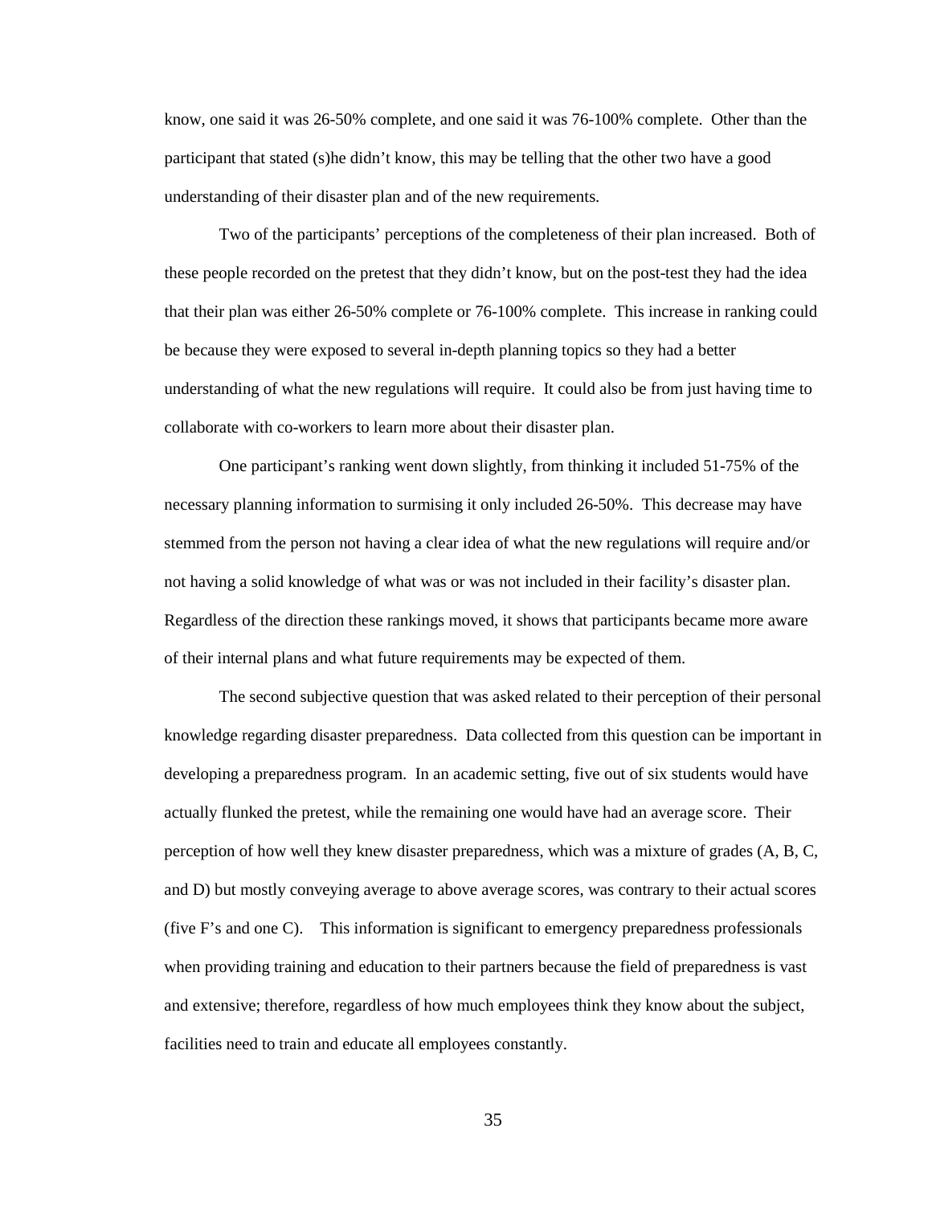know, one said it was 26-50% complete, and one said it was 76-100% complete. Other than the participant that stated (s)he didn't know, this may be telling that the other two have a good understanding of their disaster plan and of the new requirements.

Two of the participants' perceptions of the completeness of their plan increased. Both of these people recorded on the pretest that they didn't know, but on the post-test they had the idea that their plan was either 26-50% complete or 76-100% complete. This increase in ranking could be because they were exposed to several in-depth planning topics so they had a better understanding of what the new regulations will require. It could also be from just having time to collaborate with co-workers to learn more about their disaster plan.

One participant's ranking went down slightly, from thinking it included 51-75% of the necessary planning information to surmising it only included 26-50%. This decrease may have stemmed from the person not having a clear idea of what the new regulations will require and/or not having a solid knowledge of what was or was not included in their facility's disaster plan. Regardless of the direction these rankings moved, it shows that participants became more aware of their internal plans and what future requirements may be expected of them.

The second subjective question that was asked related to their perception of their personal knowledge regarding disaster preparedness. Data collected from this question can be important in developing a preparedness program. In an academic setting, five out of six students would have actually flunked the pretest, while the remaining one would have had an average score. Their perception of how well they knew disaster preparedness, which was a mixture of grades (A, B, C, and D) but mostly conveying average to above average scores, was contrary to their actual scores (five F's and one C). This information is significant to emergency preparedness professionals when providing training and education to their partners because the field of preparedness is vast and extensive; therefore, regardless of how much employees think they know about the subject, facilities need to train and educate all employees constantly.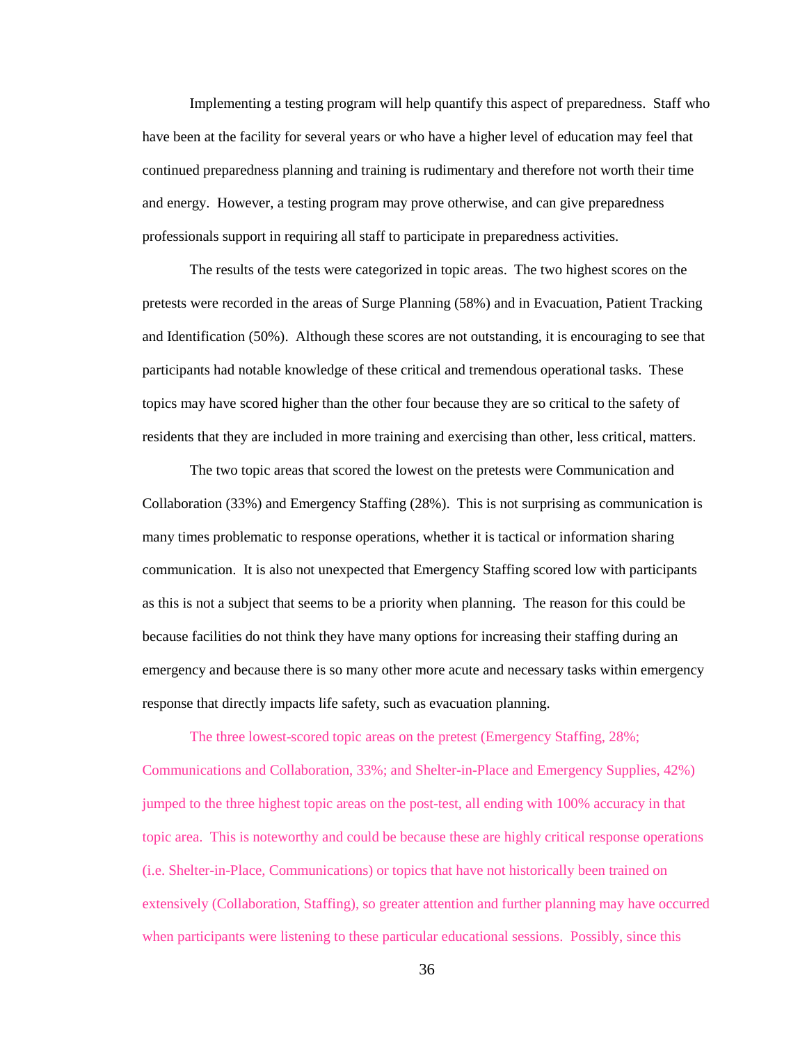Implementing a testing program will help quantify this aspect of preparedness. Staff who have been at the facility for several years or who have a higher level of education may feel that continued preparedness planning and training is rudimentary and therefore not worth their time and energy. However, a testing program may prove otherwise, and can give preparedness professionals support in requiring all staff to participate in preparedness activities.

The results of the tests were categorized in topic areas. The two highest scores on the pretests were recorded in the areas of Surge Planning (58%) and in Evacuation, Patient Tracking and Identification (50%). Although these scores are not outstanding, it is encouraging to see that participants had notable knowledge of these critical and tremendous operational tasks. These topics may have scored higher than the other four because they are so critical to the safety of residents that they are included in more training and exercising than other, less critical, matters.

The two topic areas that scored the lowest on the pretests were Communication and Collaboration (33%) and Emergency Staffing (28%). This is not surprising as communication is many times problematic to response operations, whether it is tactical or information sharing communication. It is also not unexpected that Emergency Staffing scored low with participants as this is not a subject that seems to be a priority when planning. The reason for this could be because facilities do not think they have many options for increasing their staffing during an emergency and because there is so many other more acute and necessary tasks within emergency response that directly impacts life safety, such as evacuation planning.

The three lowest-scored topic areas on the pretest (Emergency Staffing, 28%; Communications and Collaboration, 33%; and Shelter-in-Place and Emergency Supplies, 42%) jumped to the three highest topic areas on the post-test, all ending with 100% accuracy in that topic area. This is noteworthy and could be because these are highly critical response operations (i.e. Shelter-in-Place, Communications) or topics that have not historically been trained on extensively (Collaboration, Staffing), so greater attention and further planning may have occurred when participants were listening to these particular educational sessions. Possibly, since this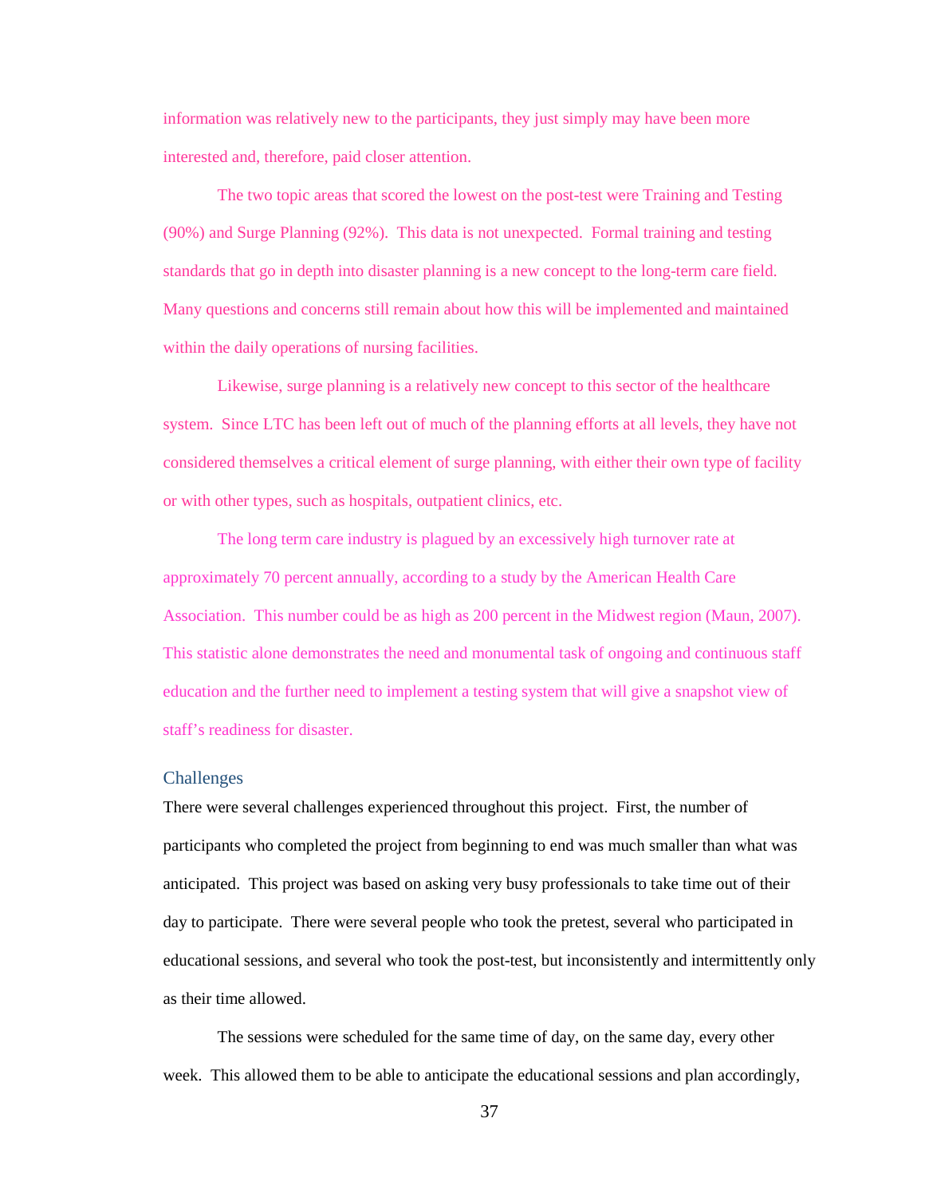information was relatively new to the participants, they just simply may have been more interested and, therefore, paid closer attention.

The two topic areas that scored the lowest on the post-test were Training and Testing (90%) and Surge Planning (92%). This data is not unexpected. Formal training and testing standards that go in depth into disaster planning is a new concept to the long-term care field. Many questions and concerns still remain about how this will be implemented and maintained within the daily operations of nursing facilities.

Likewise, surge planning is a relatively new concept to this sector of the healthcare system. Since LTC has been left out of much of the planning efforts at all levels, they have not considered themselves a critical element of surge planning, with either their own type of facility or with other types, such as hospitals, outpatient clinics, etc.

The long term care industry is plagued by an excessively high turnover rate at approximately 70 percent annually, according to a study by the American Health Care Association. This number could be as high as 200 percent in the Midwest region (Maun, 2007). This statistic alone demonstrates the need and monumental task of ongoing and continuous staff education and the further need to implement a testing system that will give a snapshot view of staff's readiness for disaster.

## Challenges

There were several challenges experienced throughout this project. First, the number of participants who completed the project from beginning to end was much smaller than what was anticipated. This project was based on asking very busy professionals to take time out of their day to participate. There were several people who took the pretest, several who participated in educational sessions, and several who took the post-test, but inconsistently and intermittently only as their time allowed.

The sessions were scheduled for the same time of day, on the same day, every other week. This allowed them to be able to anticipate the educational sessions and plan accordingly,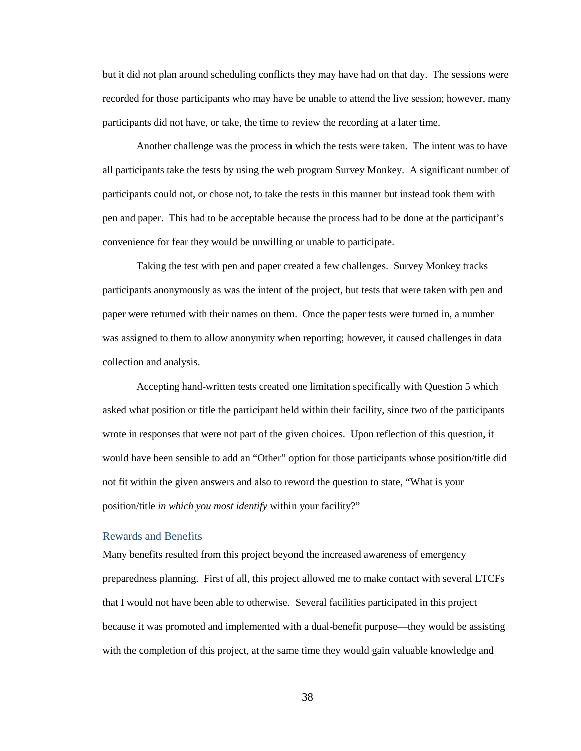but it did not plan around scheduling conflicts they may have had on that day. The sessions were recorded for those participants who may have be unable to attend the live session; however, many participants did not have, or take, the time to review the recording at a later time.

Another challenge was the process in which the tests were taken. The intent was to have all participants take the tests by using the web program Survey Monkey. A significant number of participants could not, or chose not, to take the tests in this manner but instead took them with pen and paper. This had to be acceptable because the process had to be done at the participant's convenience for fear they would be unwilling or unable to participate.

Taking the test with pen and paper created a few challenges. Survey Monkey tracks participants anonymously as was the intent of the project, but tests that were taken with pen and paper were returned with their names on them. Once the paper tests were turned in, a number was assigned to them to allow anonymity when reporting; however, it caused challenges in data collection and analysis.

Accepting hand-written tests created one limitation specifically with Question 5 which asked what position or title the participant held within their facility, since two of the participants wrote in responses that were not part of the given choices. Upon reflection of this question, it would have been sensible to add an "Other" option for those participants whose position/title did not fit within the given answers and also to reword the question to state, "What is your position/title *in which you most identify* within your facility?"

### Rewards and Benefits

Many benefits resulted from this project beyond the increased awareness of emergency preparedness planning. First of all, this project allowed me to make contact with several LTCFs that I would not have been able to otherwise. Several facilities participated in this project because it was promoted and implemented with a dual-benefit purpose—they would be assisting with the completion of this project, at the same time they would gain valuable knowledge and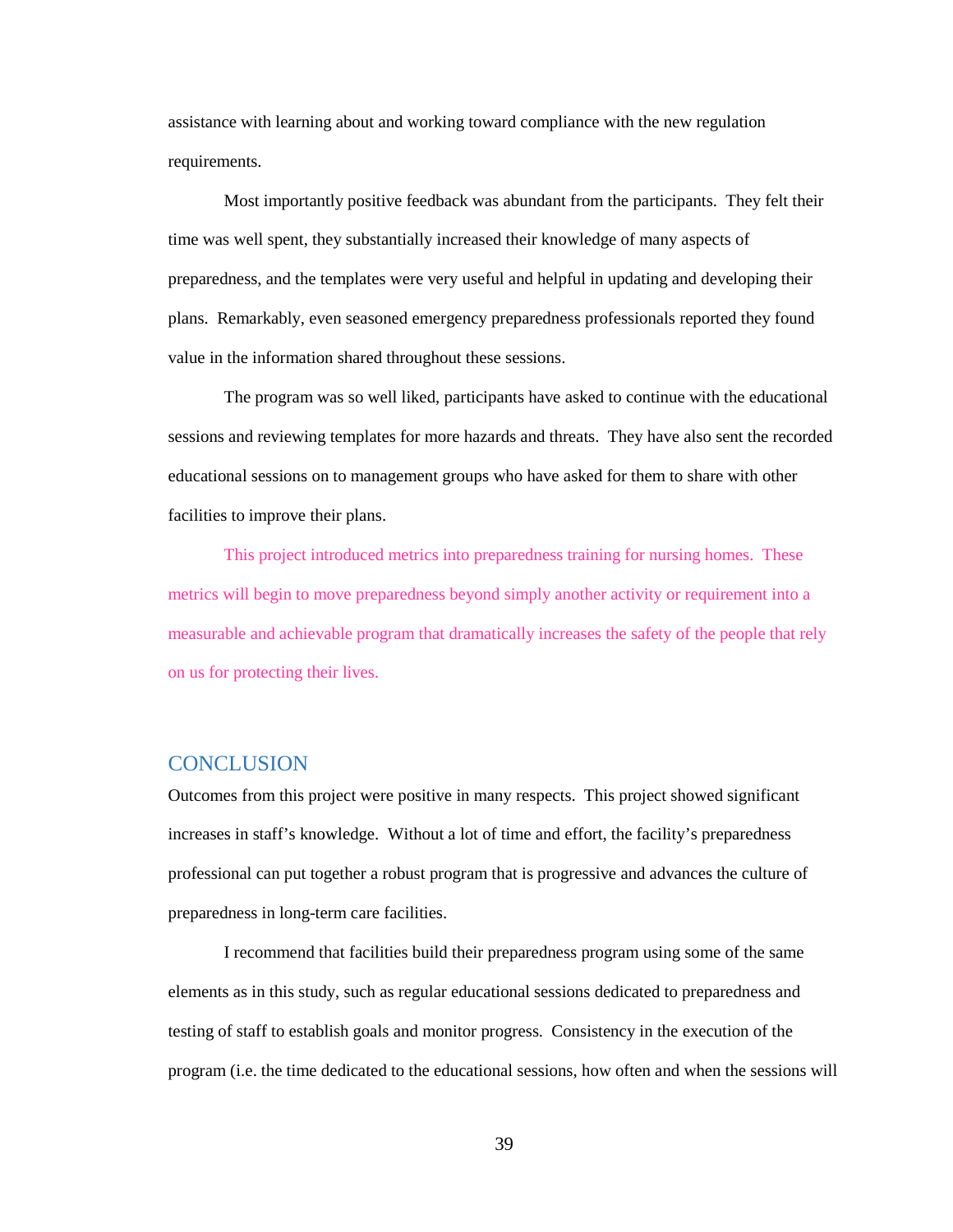assistance with learning about and working toward compliance with the new regulation requirements.

Most importantly positive feedback was abundant from the participants. They felt their time was well spent, they substantially increased their knowledge of many aspects of preparedness, and the templates were very useful and helpful in updating and developing their plans. Remarkably, even seasoned emergency preparedness professionals reported they found value in the information shared throughout these sessions.

The program was so well liked, participants have asked to continue with the educational sessions and reviewing templates for more hazards and threats. They have also sent the recorded educational sessions on to management groups who have asked for them to share with other facilities to improve their plans.

This project introduced metrics into preparedness training for nursing homes. These metrics will begin to move preparedness beyond simply another activity or requirement into a measurable and achievable program that dramatically increases the safety of the people that rely on us for protecting their lives.

## CONCLUSION

Outcomes from this project were positive in many respects. This project showed significant increases in staff's knowledge. Without a lot of time and effort, the facility's preparedness professional can put together a robust program that is progressive and advances the culture of preparedness in long-term care facilities.

I recommend that facilities build their preparedness program using some of the same elements as in this study, such as regular educational sessions dedicated to preparedness and testing of staff to establish goals and monitor progress. Consistency in the execution of the program (i.e. the time dedicated to the educational sessions, how often and when the sessions will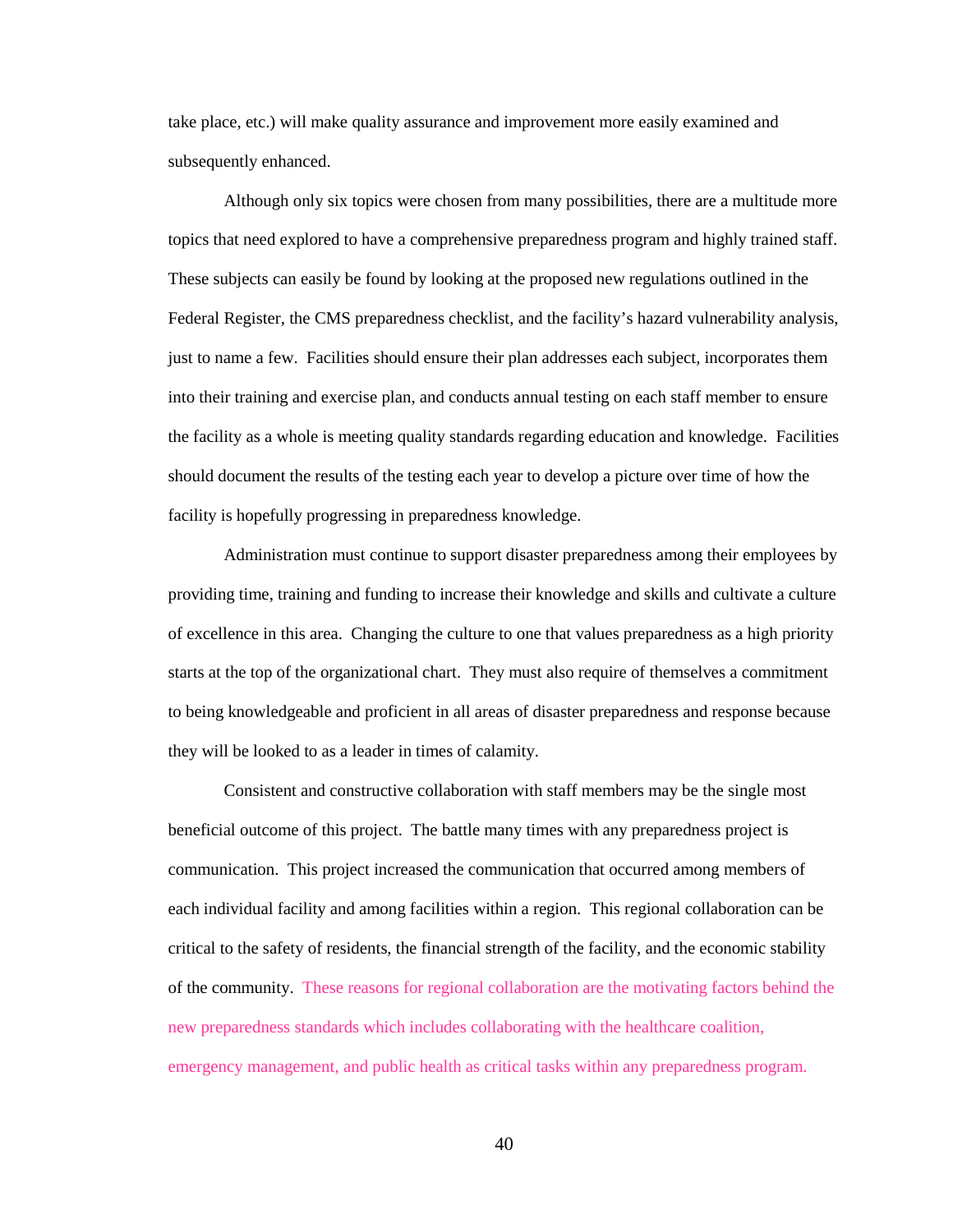take place, etc.) will make quality assurance and improvement more easily examined and subsequently enhanced.

Although only six topics were chosen from many possibilities, there are a multitude more topics that need explored to have a comprehensive preparedness program and highly trained staff. These subjects can easily be found by looking at the proposed new regulations outlined in the Federal Register, the CMS preparedness checklist, and the facility's hazard vulnerability analysis, just to name a few. Facilities should ensure their plan addresses each subject, incorporates them into their training and exercise plan, and conducts annual testing on each staff member to ensure the facility as a whole is meeting quality standards regarding education and knowledge. Facilities should document the results of the testing each year to develop a picture over time of how the facility is hopefully progressing in preparedness knowledge.

Administration must continue to support disaster preparedness among their employees by providing time, training and funding to increase their knowledge and skills and cultivate a culture of excellence in this area. Changing the culture to one that values preparedness as a high priority starts at the top of the organizational chart. They must also require of themselves a commitment to being knowledgeable and proficient in all areas of disaster preparedness and response because they will be looked to as a leader in times of calamity.

Consistent and constructive collaboration with staff members may be the single most beneficial outcome of this project. The battle many times with any preparedness project is communication. This project increased the communication that occurred among members of each individual facility and among facilities within a region. This regional collaboration can be critical to the safety of residents, the financial strength of the facility, and the economic stability of the community. These reasons for regional collaboration are the motivating factors behind the new preparedness standards which includes collaborating with the healthcare coalition, emergency management, and public health as critical tasks within any preparedness program.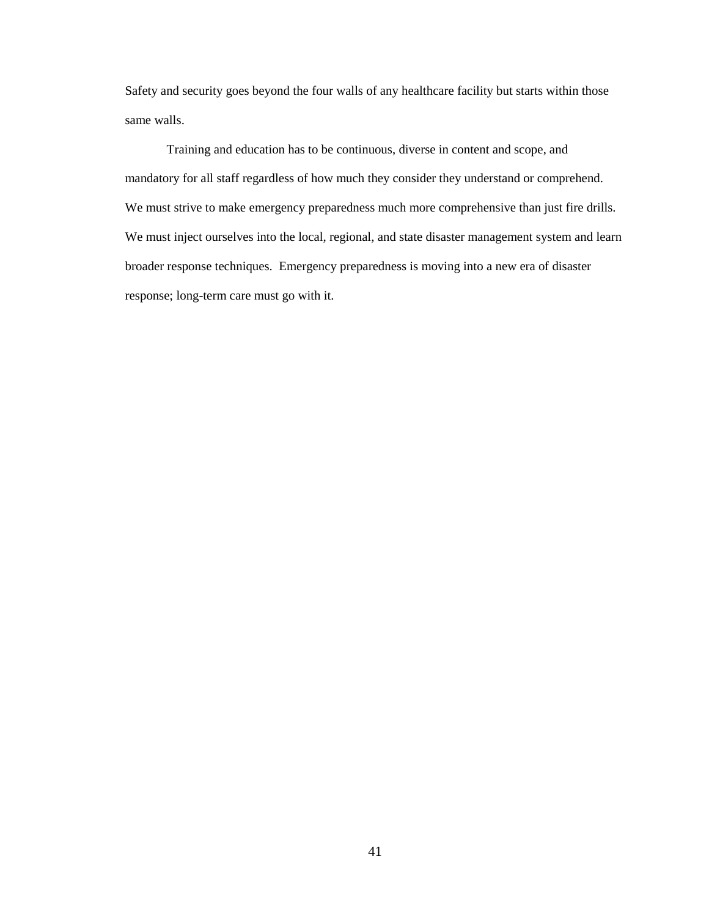Safety and security goes beyond the four walls of any healthcare facility but starts within those same walls.

Training and education has to be continuous, diverse in content and scope, and mandatory for all staff regardless of how much they consider they understand or comprehend. We must strive to make emergency preparedness much more comprehensive than just fire drills. We must inject ourselves into the local, regional, and state disaster management system and learn broader response techniques. Emergency preparedness is moving into a new era of disaster response; long-term care must go with it.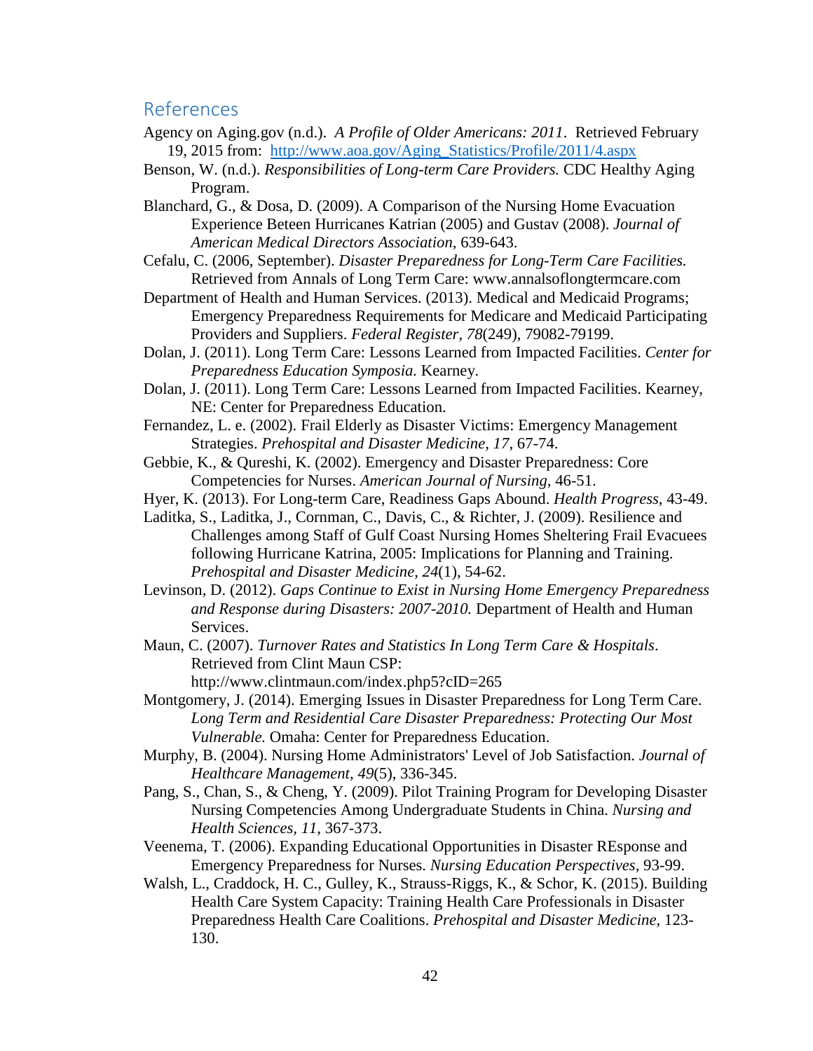## References

Agency on Aging.gov (n.d.). *A Profile of Older Americans: 2011*. Retrieved February 19, 2015 from: http://www.aoa.gov/Aging_Statistics/Profile/2011/4.aspx

Benson, W. (n.d.). *Responsibilities of Long-term Care Providers.* CDC Healthy Aging Program.

Blanchard, G., & Dosa, D. (2009). A Comparison of the Nursing Home Evacuation Experience Beteen Hurricanes Katrian (2005) and Gustav (2008). *Journal of American Medical Directors Association*, 639-643.

Cefalu, C. (2006, September). *Disaster Preparedness for Long-Term Care Facilities.* Retrieved from Annals of Long Term Care: www.annalsoflongtermcare.com

Department of Health and Human Services. (2013). Medical and Medicaid Programs; Emergency Preparedness Requirements for Medicare and Medicaid Participating Providers and Suppliers. *Federal Register, 78*(249), 79082-79199.

Dolan, J. (2011). Long Term Care: Lessons Learned from Impacted Facilities. *Center for Preparedness Education Symposia.* Kearney.

Dolan, J. (2011). Long Term Care: Lessons Learned from Impacted Facilities. Kearney, NE: Center for Preparedness Education.

Fernandez, L. e. (2002). Frail Elderly as Disaster Victims: Emergency Management Strategies. *Prehospital and Disaster Medicine, 17*, 67-74.

Gebbie, K., & Qureshi, K. (2002). Emergency and Disaster Preparedness: Core Competencies for Nurses. *American Journal of Nursing*, 46-51.

Hyer, K. (2013). For Long-term Care, Readiness Gaps Abound. *Health Progress*, 43-49.

Laditka, S., Laditka, J., Cornman, C., Davis, C., & Richter, J. (2009). Resilience and Challenges among Staff of Gulf Coast Nursing Homes Sheltering Frail Evacuees following Hurricane Katrina, 2005: Implications for Planning and Training. *Prehospital and Disaster Medicine, 24*(1), 54-62.

Levinson, D. (2012). *Gaps Continue to Exist in Nursing Home Emergency Preparedness and Response during Disasters: 2007-2010.* Department of Health and Human Services.

Maun, C. (2007). *Turnover Rates and Statistics In Long Term Care & Hospitals*. Retrieved from Clint Maun CSP: http://www.clintmaun.com/index.php5?cID=265

Montgomery, J. (2014). Emerging Issues in Disaster Preparedness for Long Term Care. *Long Term and Residential Care Disaster Preparedness: Protecting Our Most Vulnerable.* Omaha: Center for Preparedness Education.

Murphy, B. (2004). Nursing Home Administrators' Level of Job Satisfaction. *Journal of Healthcare Management, 49*(5), 336-345.

Pang, S., Chan, S., & Cheng, Y. (2009). Pilot Training Program for Developing Disaster Nursing Competencies Among Undergraduate Students in China. *Nursing and Health Sciences, 11*, 367-373.

Veenema, T. (2006). Expanding Educational Opportunities in Disaster REsponse and Emergency Preparedness for Nurses. *Nursing Education Perspectives*, 93-99.

Walsh, L., Craddock, H. C., Gulley, K., Strauss-Riggs, K., & Schor, K. (2015). Building Health Care System Capacity: Training Health Care Professionals in Disaster Preparedness Health Care Coalitions. *Prehospital and Disaster Medicine*, 123-130.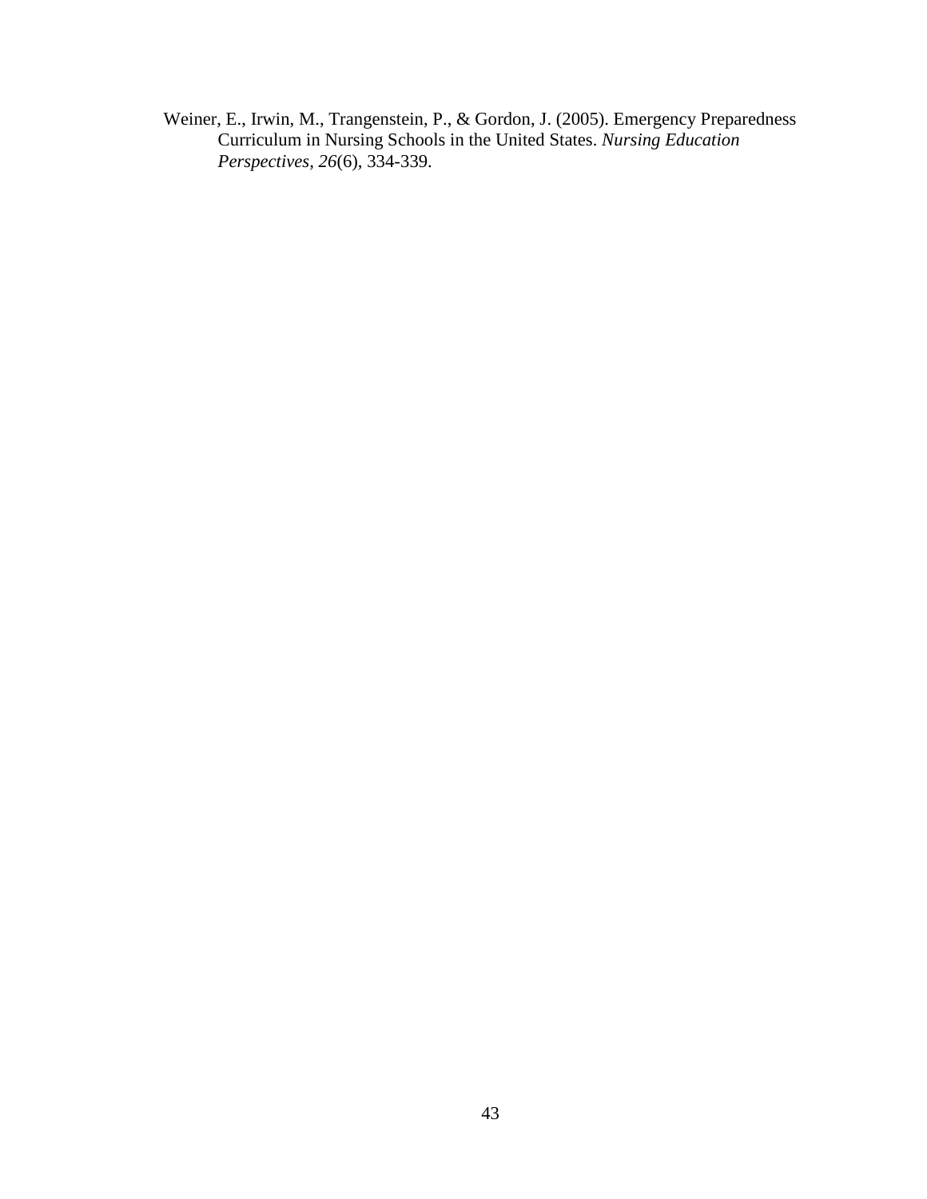Weiner, E., Irwin, M., Trangenstein, P., & Gordon, J. (2005). Emergency Preparedness Curriculum in Nursing Schools in the United States. *Nursing Education Perspectives, 26*(6), 334-339.